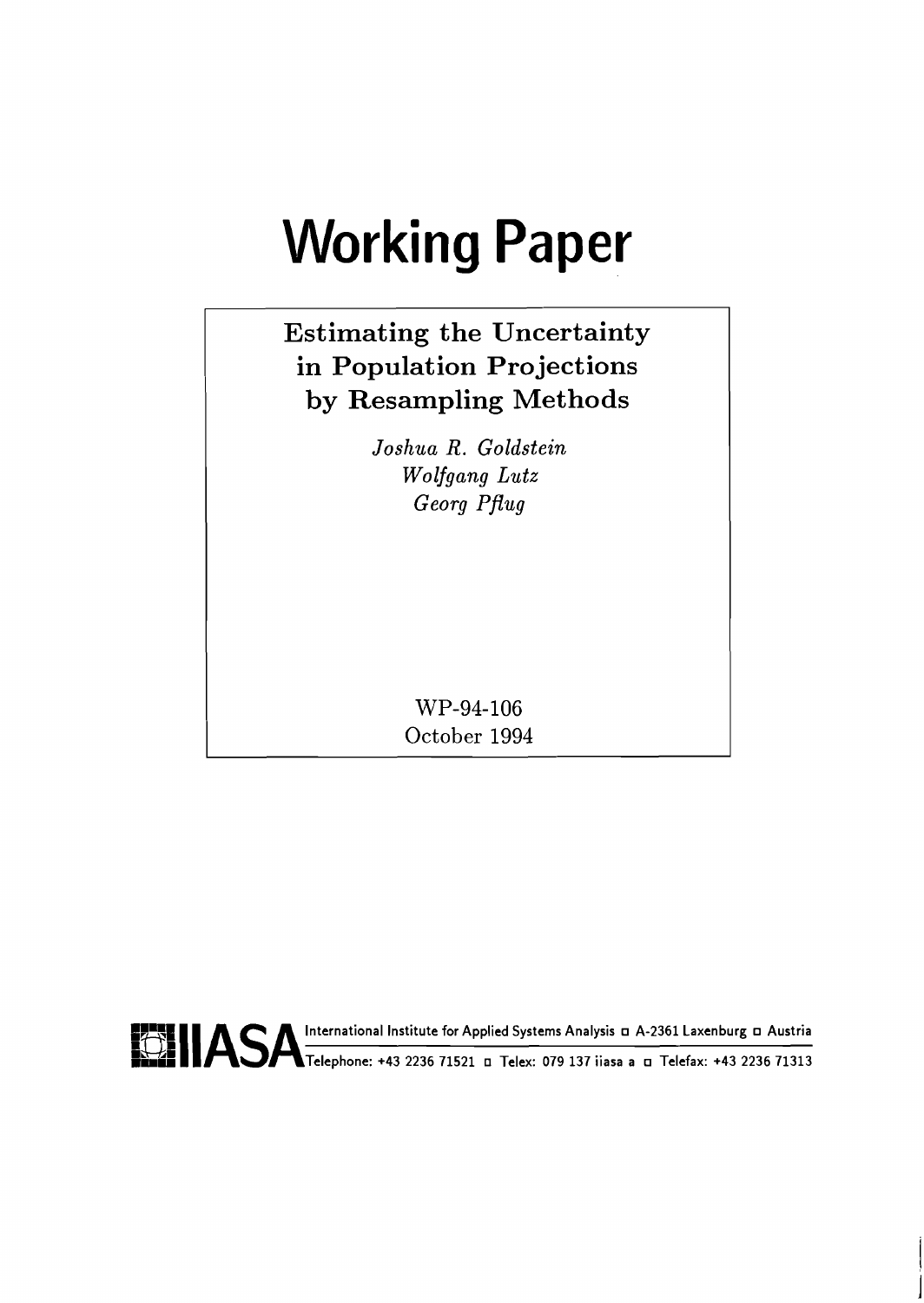# Working Paper

## Estimating the Uncertainty in Population Projections by Resampling Methods

*Joshua R. Goldstein*
*Wolfgang Lutz*
*Georg Pflug*

WP-94-106
October 1994

IIASA International Institute for Applied Systems Analysis □ A-2361 Laxenburg □ Austria
Telephone: +43 2236 71521 □ Telex: 079 137 iiasa a □ Telefax: +43 2236 71313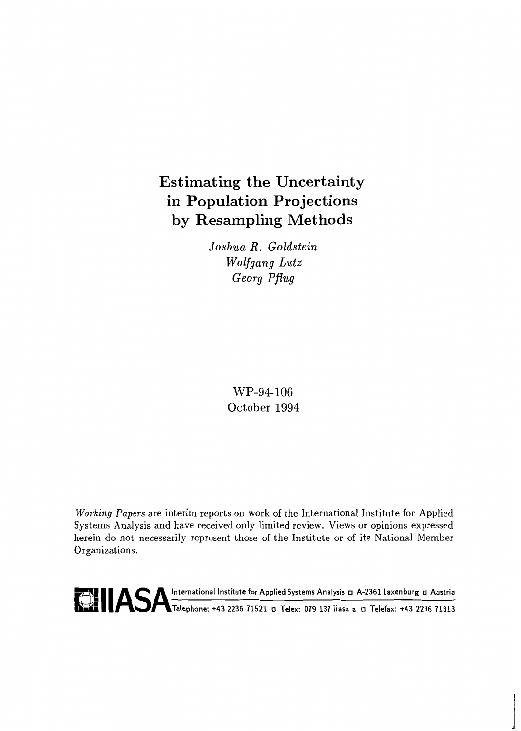# Estimating the Uncertainty in Population Projections by Resampling Methods

*Joshua R. Goldstein*
*Wolfgang Lutz*
*Georg Pflug*

WP-94-106
October 1994

*Working Papers* are interim reports on work of the International Institute for Applied Systems Analysis and have received only limited review. Views or opinions expressed herein do not necessarily represent those of the Institute or of its National Member Organizations.

IIASA International Institute for Applied Systems Analysis ◻ A-2361 Laxenburg ◻ Austria
Telephone: +43 2236 71521 ◻ Telex: 079 137 iiasa a ◻ Telefax: +43 2236 71313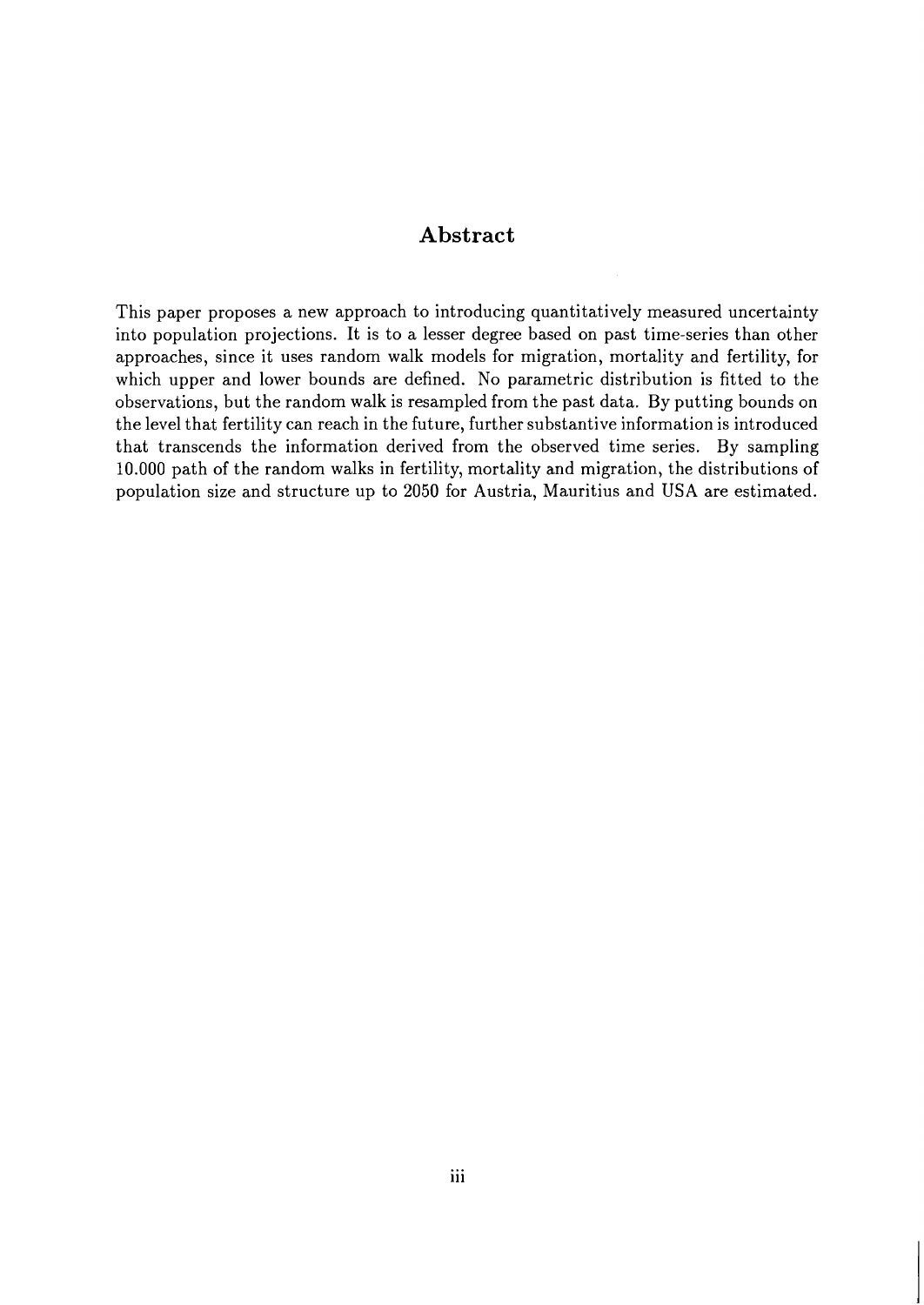## Abstract

This paper proposes a new approach to introducing quantitatively measured uncertainty into population projections. It is to a lesser degree based on past time-series than other approaches, since it uses random walk models for migration, mortality and fertility, for which upper and lower bounds are defined. No parametric distribution is fitted to the observations, but the random walk is resampled from the past data. By putting bounds on the level that fertility can reach in the future, further substantive information is introduced that transcends the information derived from the observed time series. By sampling 10.000 path of the random walks in fertility, mortality and migration, the distributions of population size and structure up to 2050 for Austria, Mauritius and USA are estimated.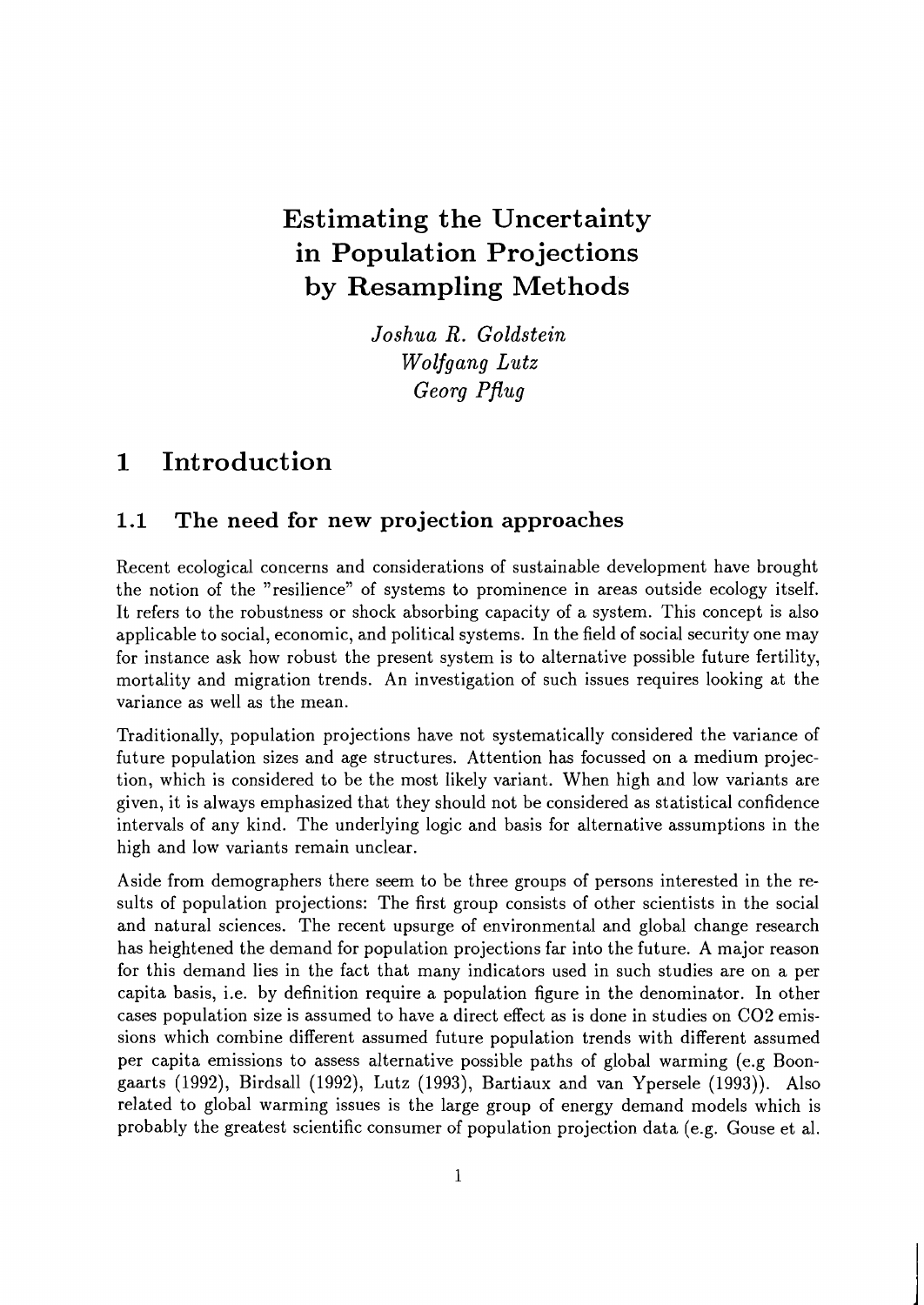# Estimating the Uncertainty in Population Projections by Resampling Methods

*Joshua R. Goldstein*
*Wolfgang Lutz*
*Georg Pflug*

# 1 Introduction

## 1.1 The need for new projection approaches

Recent ecological concerns and considerations of sustainable development have brought the notion of the "resilience" of systems to prominence in areas outside ecology itself. It refers to the robustness or shock absorbing capacity of a system. This concept is also applicable to social, economic, and political systems. In the field of social security one may for instance ask how robust the present system is to alternative possible future fertility, mortality and migration trends. An investigation of such issues requires looking at the variance as well as the mean.

Traditionally, population projections have not systematically considered the variance of future population sizes and age structures. Attention has focussed on a medium projection, which is considered to be the most likely variant. When high and low variants are given, it is always emphasized that they should not be considered as statistical confidence intervals of any kind. The underlying logic and basis for alternative assumptions in the high and low variants remain unclear.

Aside from demographers there seem to be three groups of persons interested in the results of population projections: The first group consists of other scientists in the social and natural sciences. The recent upsurge of environmental and global change research has heightened the demand for population projections far into the future. A major reason for this demand lies in the fact that many indicators used in such studies are on a per capita basis, i.e. by definition require a population figure in the denominator. In other cases population size is assumed to have a direct effect as is done in studies on $CO_2$ emissions which combine different assumed future population trends with different assumed per capita emissions to assess alternative possible paths of global warming (e.g Bongaarts (1992), Birdsall (1992), Lutz (1993), Bartiaux and van Ypersele (1993)). Also related to global warming issues is the large group of energy demand models which is probably the greatest scientific consumer of population projection data (e.g. Gouse et al.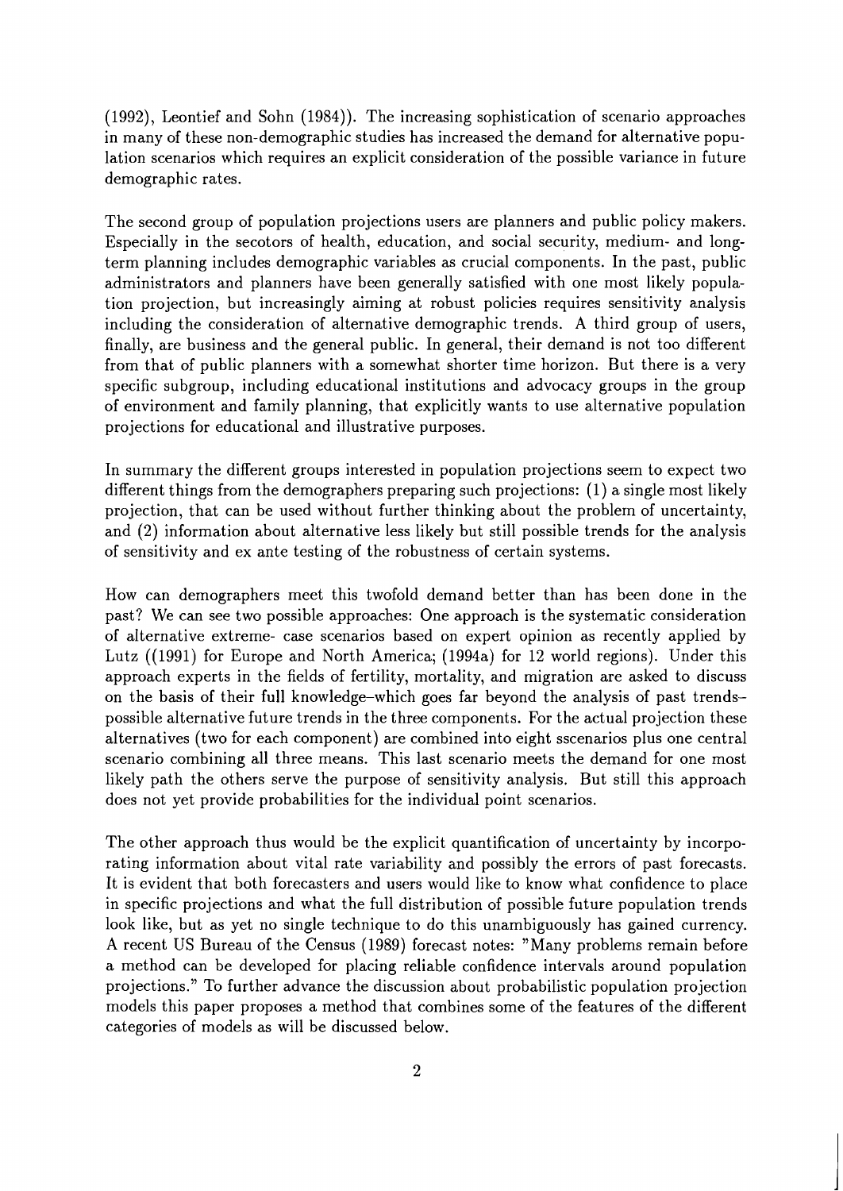(1992), Leontief and Sohn (1984)). The increasing sophistication of scenario approaches in many of these non-demographic studies has increased the demand for alternative population scenarios which requires an explicit consideration of the possible variance in future demographic rates.

The second group of population projections users are planners and public policy makers. Especially in the secotors of health, education, and social security, medium- and long-term planning includes demographic variables as crucial components. In the past, public administrators and planners have been generally satisfied with one most likely population projection, but increasingly aiming at robust policies requires sensitivity analysis including the consideration of alternative demographic trends. A third group of users, finally, are business and the general public. In general, their demand is not too different from that of public planners with a somewhat shorter time horizon. But there is a very specific subgroup, including educational institutions and advocacy groups in the group of environment and family planning, that explicitly wants to use alternative population projections for educational and illustrative purposes.

In summary the different groups interested in population projections seem to expect two different things from the demographers preparing such projections: (1) a single most likely projection, that can be used without further thinking about the problem of uncertainty, and (2) information about alternative less likely but still possible trends for the analysis of sensitivity and ex ante testing of the robustness of certain systems.

How can demographers meet this twofold demand better than has been done in the past? We can see two possible approaches: One approach is the systematic consideration of alternative extreme- case scenarios based on expert opinion as recently applied by Lutz ((1991) for Europe and North America; (1994a) for 12 world regions). Under this approach experts in the fields of fertility, mortality, and migration are asked to discuss on the basis of their full knowledge–which goes far beyond the analysis of past trends–possible alternative future trends in the three components. For the actual projection these alternatives (two for each component) are combined into eight sscenarios plus one central scenario combining all three means. This last scenario meets the demand for one most likely path the others serve the purpose of sensitivity analysis. But still this approach does not yet provide probabilities for the individual point scenarios.

The other approach thus would be the explicit quantification of uncertainty by incorporating information about vital rate variability and possibly the errors of past forecasts. It is evident that both forecasters and users would like to know what confidence to place in specific projections and what the full distribution of possible future population trends look like, but as yet no single technique to do this unambiguously has gained currency. A recent US Bureau of the Census (1989) forecast notes: "Many problems remain before a method can be developed for placing reliable confidence intervals around population projections." To further advance the discussion about probabilistic population projection models this paper proposes a method that combines some of the features of the different categories of models as will be discussed below.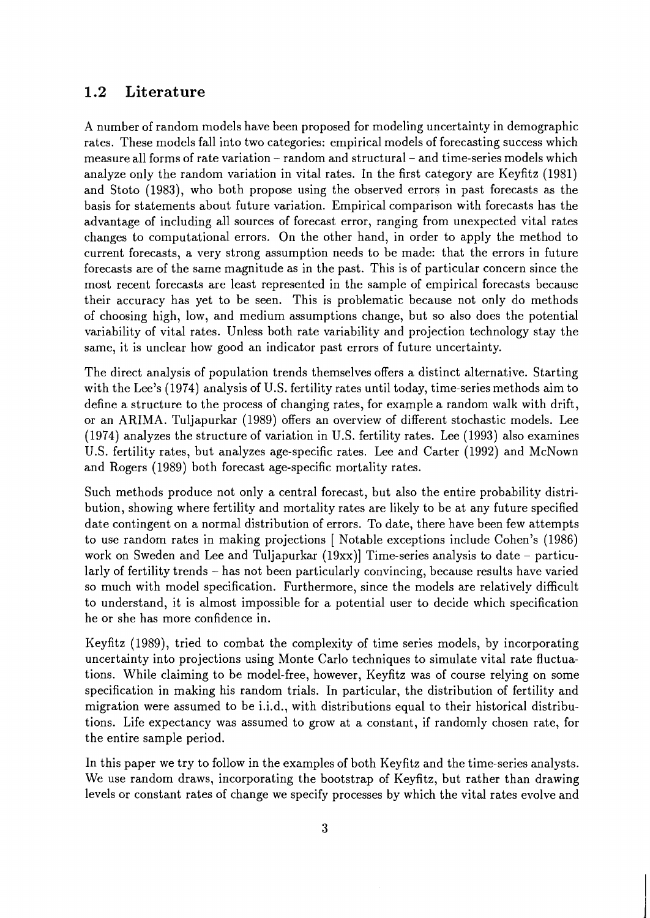## 1.2 Literature

A number of random models have been proposed for modeling uncertainty in demographic rates. These models fall into two categories: empirical models of forecasting success which measure all forms of rate variation – random and structural – and time-series models which analyze only the random variation in vital rates. In the first category are Keyfitz (1981) and Stoto (1983), who both propose using the observed errors in past forecasts as the basis for statements about future variation. Empirical comparison with forecasts has the advantage of including all sources of forecast error, ranging from unexpected vital rates changes to computational errors. On the other hand, in order to apply the method to current forecasts, a very strong assumption needs to be made: that the errors in future forecasts are of the same magnitude as in the past. This is of particular concern since the most recent forecasts are least represented in the sample of empirical forecasts because their accuracy has yet to be seen. This is problematic because not only do methods of choosing high, low, and medium assumptions change, but so also does the potential variability of vital rates. Unless both rate variability and projection technology stay the same, it is unclear how good an indicator past errors of future uncertainty.

The direct analysis of population trends themselves offers a distinct alternative. Starting with the Lee's (1974) analysis of U.S. fertility rates until today, time-series methods aim to define a structure to the process of changing rates, for example a random walk with drift, or an ARIMA. Tuljapurkar (1989) offers an overview of different stochastic models. Lee (1974) analyzes the structure of variation in U.S. fertility rates. Lee (1993) also examines U.S. fertility rates, but analyzes age-specific rates. Lee and Carter (1992) and McNown and Rogers (1989) both forecast age-specific mortality rates.

Such methods produce not only a central forecast, but also the entire probability distribution, showing where fertility and mortality rates are likely to be at any future specified date contingent on a normal distribution of errors. To date, there have been few attempts to use random rates in making projections [ Notable exceptions include Cohen's (1986) work on Sweden and Lee and Tuljapurkar (19xx)] Time-series analysis to date – particularly of fertility trends – has not been particularly convincing, because results have varied so much with model specification. Furthermore, since the models are relatively difficult to understand, it is almost impossible for a potential user to decide which specification he or she has more confidence in.

Keyfitz (1989), tried to combat the complexity of time series models, by incorporating uncertainty into projections using Monte Carlo techniques to simulate vital rate fluctuations. While claiming to be model-free, however, Keyfitz was of course relying on some specification in making his random trials. In particular, the distribution of fertility and migration were assumed to be i.i.d., with distributions equal to their historical distributions. Life expectancy was assumed to grow at a constant, if randomly chosen rate, for the entire sample period.

In this paper we try to follow in the examples of both Keyfitz and the time-series analysts. We use random draws, incorporating the bootstrap of Keyfitz, but rather than drawing levels or constant rates of change we specify processes by which the vital rates evolve and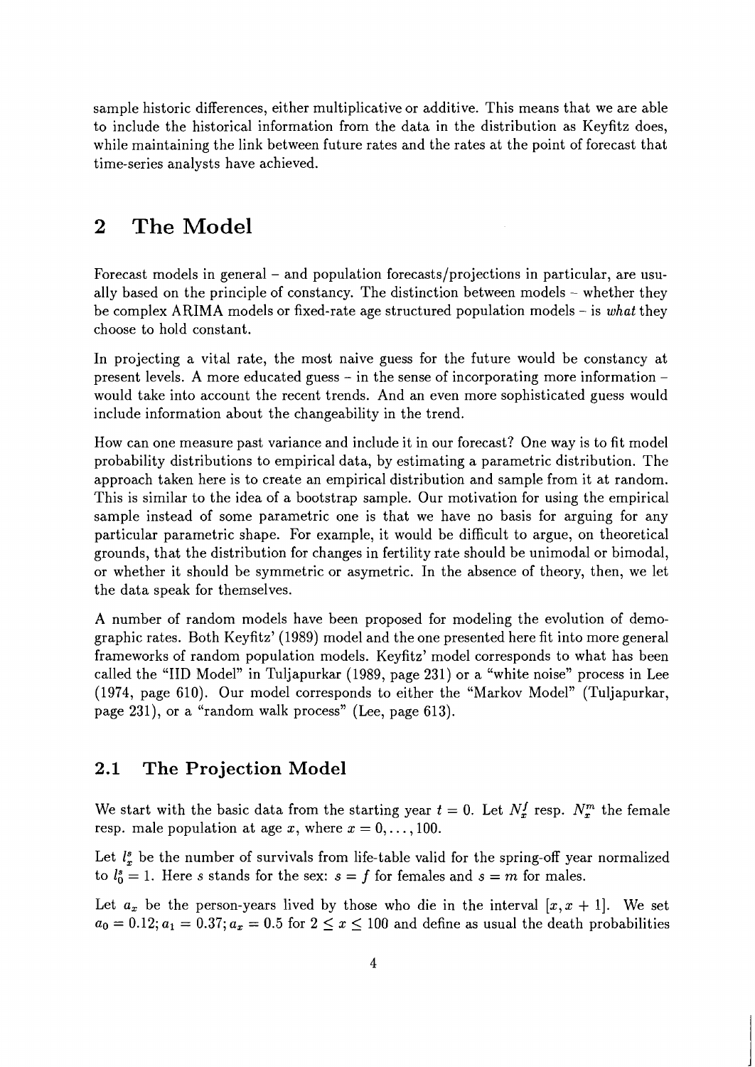sample historic differences, either multiplicative or additive. This means that we are able to include the historical information from the data in the distribution as Keyfitz does, while maintaining the link between future rates and the rates at the point of forecast that time-series analysts have achieved.

# 2 The Model

Forecast models in general – and population forecasts/projections in particular, are usually based on the principle of constancy. The distinction between models – whether they be complex ARIMA models or fixed-rate age structured population models – is *what* they choose to hold constant.

In projecting a vital rate, the most naive guess for the future would be constancy at present levels. A more educated guess – in the sense of incorporating more information – would take into account the recent trends. And an even more sophisticated guess would include information about the changeability in the trend.

How can one measure past variance and include it in our forecast? One way is to fit model probability distributions to empirical data, by estimating a parametric distribution. The approach taken here is to create an empirical distribution and sample from it at random. This is similar to the idea of a bootstrap sample. Our motivation for using the empirical sample instead of some parametric one is that we have no basis for arguing for any particular parametric shape. For example, it would be difficult to argue, on theoretical grounds, that the distribution for changes in fertility rate should be unimodal or bimodal, or whether it should be symmetric or asymetric. In the absence of theory, then, we let the data speak for themselves.

A number of random models have been proposed for modeling the evolution of demographic rates. Both Keyfitz' (1989) model and the one presented here fit into more general frameworks of random population models. Keyfitz' model corresponds to what has been called the "IID Model" in Tuljapurkar (1989, page 231) or a "white noise" process in Lee (1974, page 610). Our model corresponds to either the "Markov Model" (Tuljapurkar, page 231), or a "random walk process" (Lee, page 613).

## 2.1 The Projection Model

We start with the basic data from the starting year $t = 0$. Let $N_x^f$ resp. $N_x^m$ the female resp. male population at age $x$, where $x = 0, \ldots, 100$.

Let $l_x^s$ be the number of survivals from life-table valid for the spring-off year normalized to $l_0^s = 1$. Here $s$ stands for the sex: $s = f$ for females and $s = m$ for males.

Let $a_x$ be the person-years lived by those who die in the interval $[x, x + 1]$. We set $a_0 = 0.12; a_1 = 0.37; a_x = 0.5$ for $2 \leq x \leq 100$ and define as usual the death probabilities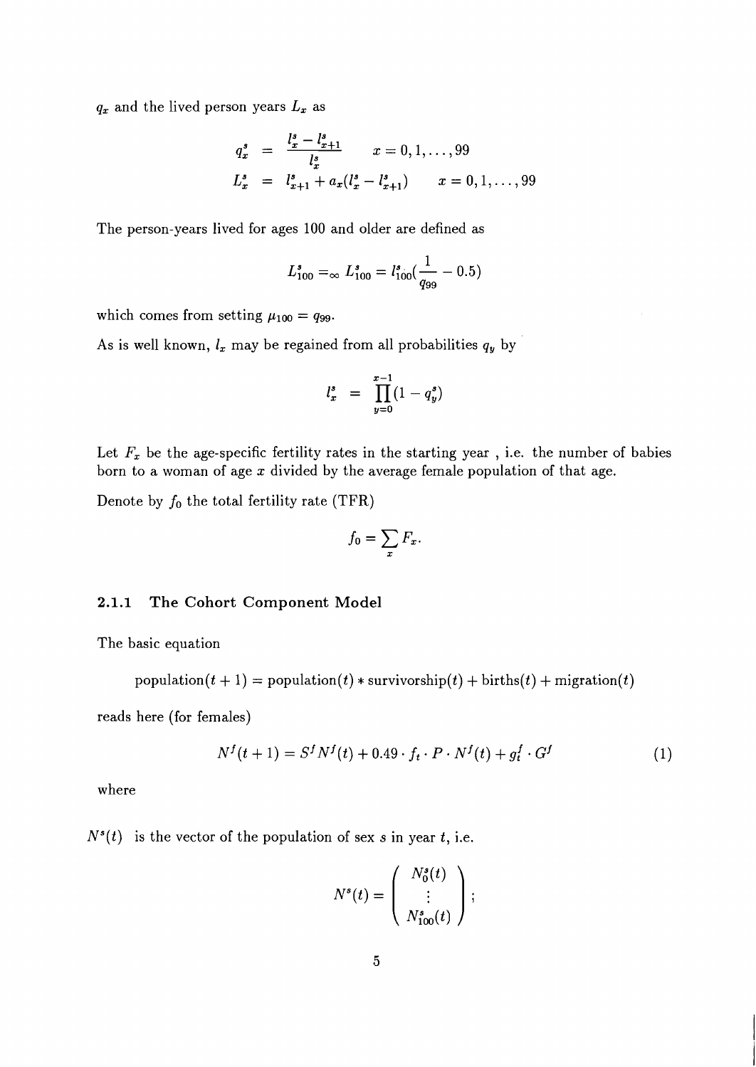$q_x$ and the lived person years $L_x$ as

$$
\begin{aligned}
q_x^s &= \frac{l_x^s - l_{x+1}^s}{l_x^s} \qquad x = 0, 1, \ldots, 99 \\
L_x^s &= l_{x+1}^s + a_x(l_x^s - l_{x+1}^s) \qquad x = 0, 1, \ldots, 99
\end{aligned}
$$

The person-years lived for ages 100 and older are defined as

$$
L_{100}^s =_\infty L_{100}^s = l_{100}^s\left(\frac{1}{q_{99}} - 0.5\right)
$$

which comes from setting $\mu_{100} = q_{99}$.

As is well known, $l_x$ may be regained from all probabilities $q_y$ by

$$
l_x^s = \prod_{y=0}^{x-1}(1 - q_y^s)
$$

Let $F_x$ be the age-specific fertility rates in the starting year , i.e. the number of babies born to a woman of age $x$ divided by the average female population of that age.

Denote by $f_0$ the total fertility rate (TFR)

$$
f_0 = \sum_x F_x.
$$

### 2.1.1 The Cohort Component Model

The basic equation

$$
\text{population}(t+1) = \text{population}(t) * \text{survivorship}(t) + \text{births}(t) + \text{migration}(t)
$$

reads here (for females)

$$
N^f(t+1) = S^f N^f(t) + 0.49 \cdot f_t \cdot P \cdot N^f(t) + g_t^f \cdot G^f \tag{1}
$$

where

$N^s(t)$ is the vector of the population of sex $s$ in year $t$, i.e.

$$
N^s(t) = \begin{pmatrix} N_0^s(t) \\ \vdots \\ N_{100}^s(t) \end{pmatrix};
$$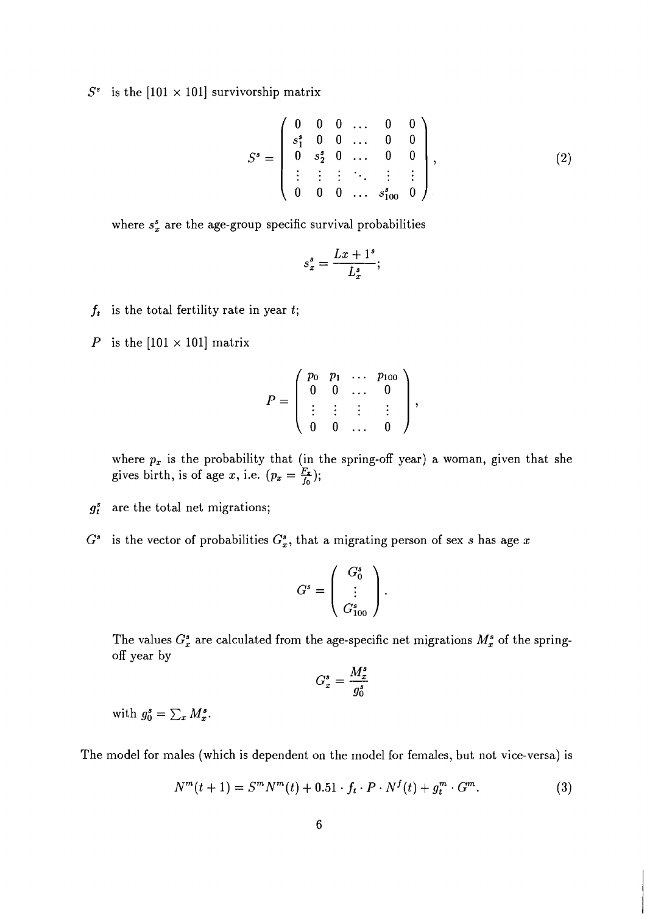$S^s$ is the $[101 \times 101]$ survivorship matrix

$$S^s = \begin{pmatrix} 0 & 0 & 0 & \dots & 0 & 0 \\ s_1^s & 0 & 0 & \dots & 0 & 0 \\ 0 & s_2^s & 0 & \dots & 0 & 0 \\ \vdots & \vdots & \vdots & \ddots & \vdots & \vdots \\ 0 & 0 & 0 & \dots & s_{100}^s & 0 \end{pmatrix}, \tag{2}$$

where $s_x^s$ are the age-group specific survival probabilities

$$s_x^s = \frac{Lx + 1^s}{L_x^s};$$

$f_t$ is the total fertility rate in year $t$;

$P$ is the $[101 \times 101]$ matrix

$$P = \begin{pmatrix} p_0 & p_1 & \dots & p_{100} \\ 0 & 0 & \dots & 0 \\ \vdots & \vdots & \vdots & \vdots \\ 0 & 0 & \dots & 0 \end{pmatrix},$$

where $p_x$ is the probability that (in the spring-off year) a woman, given that she gives birth, is of age $x$, i.e. ($p_x = \frac{F_x}{f_0}$);

$g_t^s$ are the total net migrations;

$G^s$ is the vector of probabilities $G_x^s$, that a migrating person of sex $s$ has age $x$

$$G^s = \begin{pmatrix} G_0^s \\ \vdots \\ G_{100}^s \end{pmatrix}.$$

The values $G_x^s$ are calculated from the age-specific net migrations $M_x^s$ of the spring-off year by

$$G_x^s = \frac{M_x^s}{g_0^s}$$

with $g_0^s = \sum_x M_x^s$.

The model for males (which is dependent on the model for females, but not vice-versa) is

$$N^m(t+1) = S^m N^m(t) + 0.51 \cdot f_t \cdot P \cdot N^f(t) + g_t^m \cdot G^m. \tag{3}$$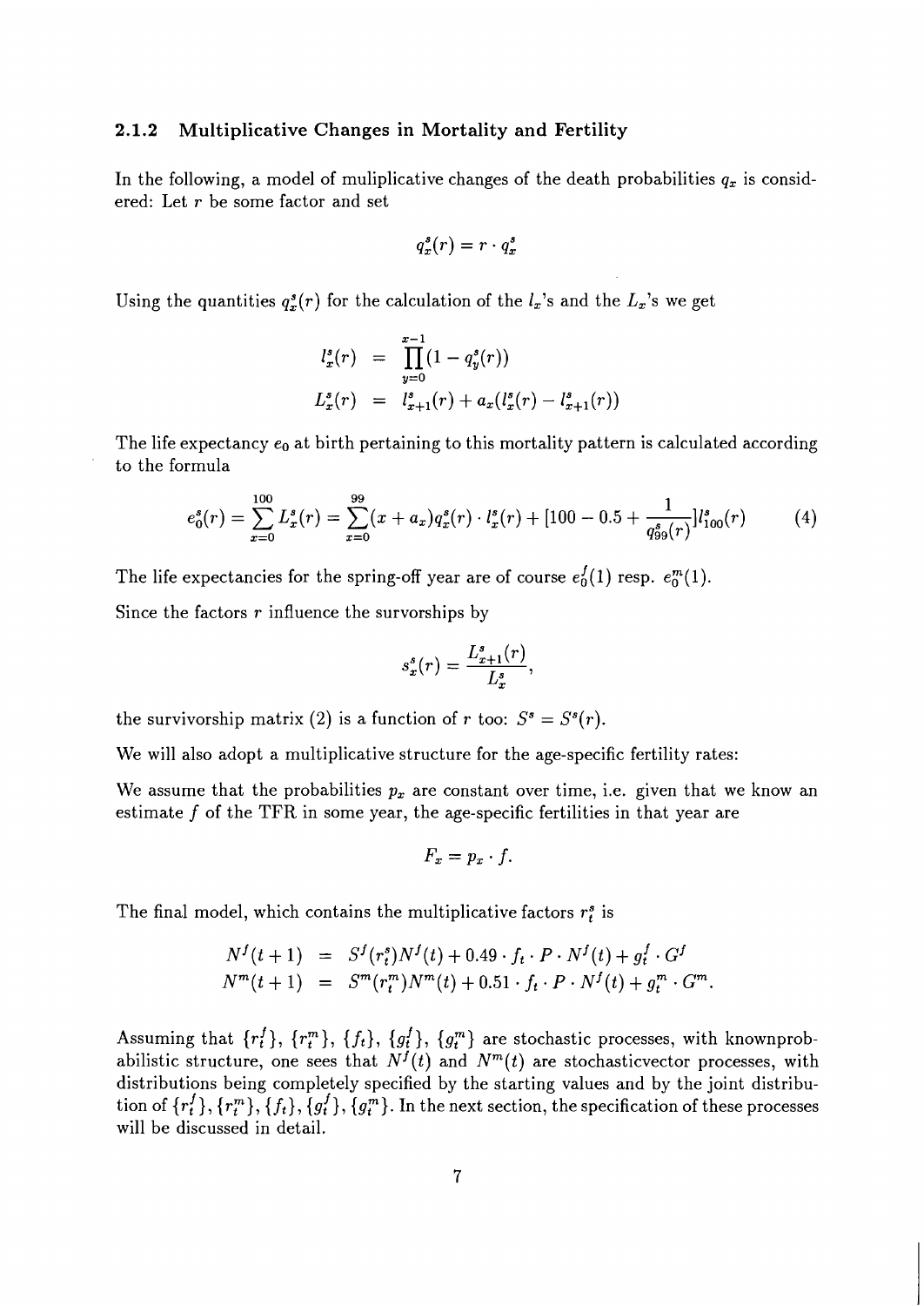### 2.1.2 Multiplicative Changes in Mortality and Fertility

In the following, a model of muliplicative changes of the death probabilities $q_x$ is considered: Let $r$ be some factor and set

$$q_x^s(r) = r \cdot q_x^s$$

Using the quantities $q_x^s(r)$ for the calculation of the $l_x$'s and the $L_x$'s we get

$$\begin{aligned} l_x^s(r) &= \prod_{y=0}^{x-1}(1 - q_y^s(r)) \\ L_x^s(r) &= l_{x+1}^s(r) + a_x(l_x^s(r) - l_{x+1}^s(r)) \end{aligned}$$

The life expectancy $e_0$ at birth pertaining to this mortality pattern is calculated according to the formula

$$e_0^s(r) = \sum_{x=0}^{100} L_x^s(r) = \sum_{x=0}^{99}(x + a_x)q_x^s(r) \cdot l_x^s(r) + [100 - 0.5 + \frac{1}{q_{99}^s(r)}]l_{100}^s(r) \tag{4}$$

The life expectancies for the spring-off year are of course $e_0^f(1)$ resp. $e_0^m(1)$.

Since the factors $r$ influence the survorships by

$$s_x^s(r) = \frac{L_{x+1}^s(r)}{L_x^s},$$

the survivorship matrix (2) is a function of $r$ too: $S^s = S^s(r)$.

We will also adopt a multiplicative structure for the age-specific fertility rates:

We assume that the probabilities $p_x$ are constant over time, i.e. given that we know an estimate $f$ of the TFR in some year, the age-specific fertilities in that year are

$$F_x = p_x \cdot f.$$

The final model, which contains the multiplicative factors $r_t^s$ is

$$\begin{aligned} N^f(t+1) &= S^f(r_t^s)N^f(t) + 0.49 \cdot f_t \cdot P \cdot N^f(t) + g_t^f \cdot G^f \\ N^m(t+1) &= S^m(r_t^m)N^m(t) + 0.51 \cdot f_t \cdot P \cdot N^f(t) + g_t^m \cdot G^m. \end{aligned}$$

Assuming that $\{r_t^f\}$, $\{r_t^m\}$, $\{f_t\}$, $\{g_t^f\}$, $\{g_t^m\}$ are stochastic processes, with knownprobabilistic structure, one sees that $N^f(t)$ and $N^m(t)$ are stochasticvector processes, with distributions being completely specified by the starting values and by the joint distribution of $\{r_t^f\}$, $\{r_t^m\}$, $\{f_t\}$, $\{g_t^f\}$, $\{g_t^m\}$. In the next section, the specification of these processes will be discussed in detail.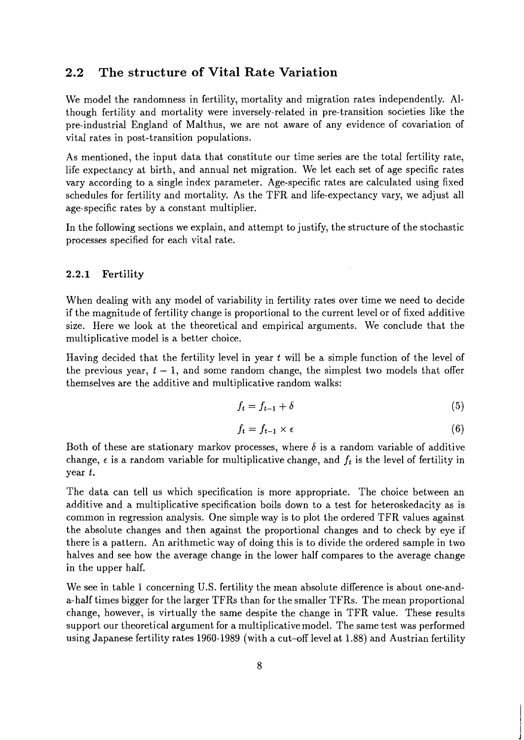## 2.2 The structure of Vital Rate Variation

We model the randomness in fertility, mortality and migration rates independently. Although fertility and mortality were inversely-related in pre-transition societies like the pre-industrial England of Malthus, we are not aware of any evidence of covariation of vital rates in post-transition populations.

As mentioned, the input data that constitute our time series are the total fertility rate, life expectancy at birth, and annual net migration. We let each set of age specific rates vary according to a single index parameter. Age-specific rates are calculated using fixed schedules for fertility and mortality. As the TFR and life-expectancy vary, we adjust all age-specific rates by a constant multiplier.

In the following sections we explain, and attempt to justify, the structure of the stochastic processes specified for each vital rate.

### 2.2.1 Fertility

When dealing with any model of variability in fertility rates over time we need to decide if the magnitude of fertility change is proportional to the current level or of fixed additive size. Here we look at the theoretical and empirical arguments. We conclude that the multiplicative model is a better choice.

Having decided that the fertility level in year $t$ will be a simple function of the level of the previous year, $t-1$, and some random change, the simplest two models that offer themselves are the additive and multiplicative random walks:

$$f_t = f_{t-1} + \delta \tag{5}$$

$$f_t = f_{t-1} \times \epsilon \tag{6}$$

Both of these are stationary markov processes, where $\delta$ is a random variable of additive change, $\epsilon$ is a random variable for multiplicative change, and $f_t$ is the level of fertility in year $t$.

The data can tell us which specification is more appropriate. The choice between an additive and a multiplicative specification boils down to a test for heteroskedacity as is common in regression analysis. One simple way is to plot the ordered TFR values against the absolute changes and then against the proportional changes and to check by eye if there is a pattern. An arithmetic way of doing this is to divide the ordered sample in two halves and see how the average change in the lower half compares to the average change in the upper half.

We see in table 1 concerning U.S. fertility the mean absolute difference is about one-and-a-half times bigger for the larger TFRs than for the smaller TFRs. The mean proportional change, however, is virtually the same despite the change in TFR value. These results support our theoretical argument for a multiplicative model. The same test was performed using Japanese fertility rates 1960-1989 (with a cut–off level at 1.88) and Austrian fertility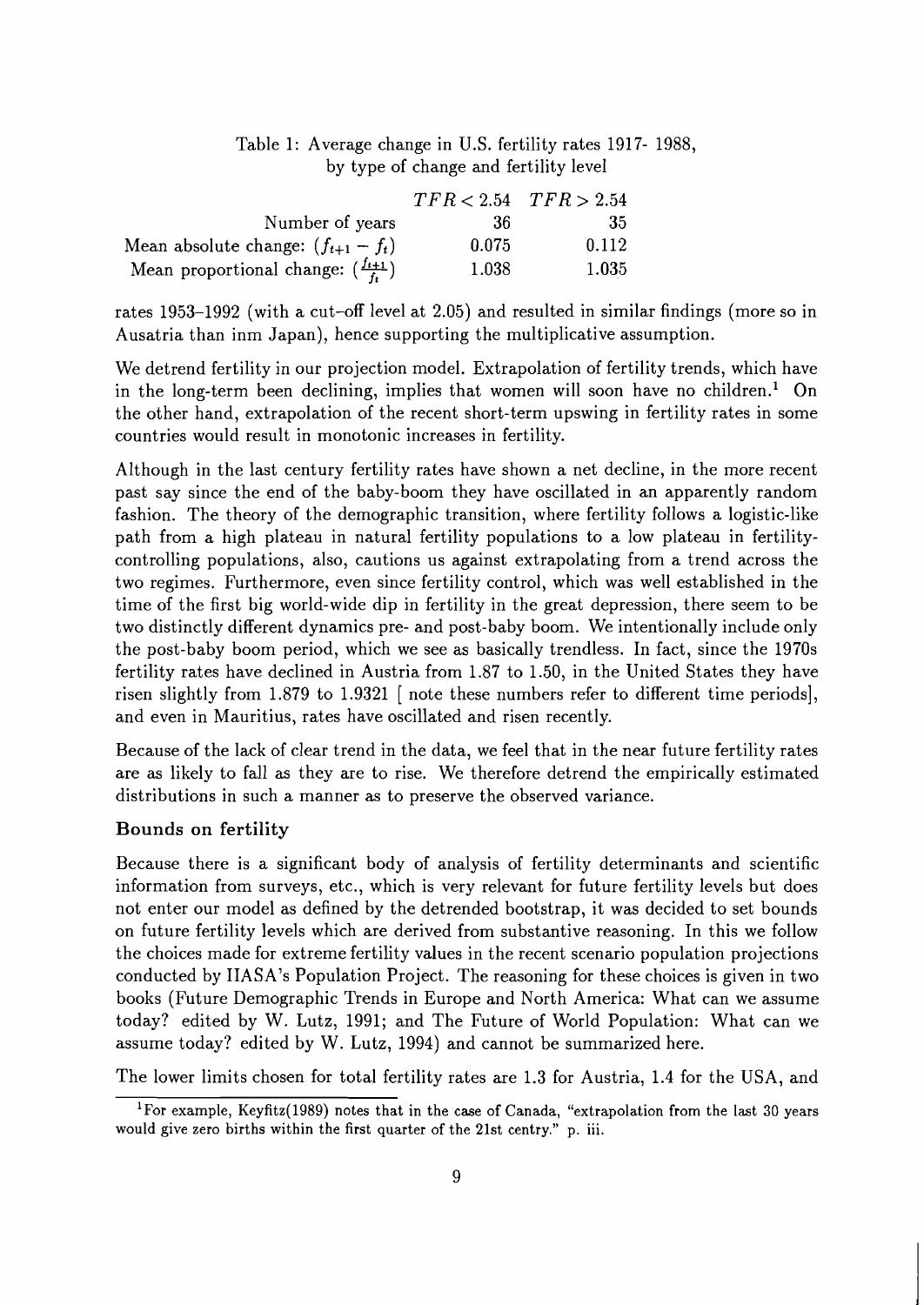Table 1: Average change in U.S. fertility rates 1917- 1988, by type of change and fertility level

| | $TFR < 2.54$ | $TFR > 2.54$ |
|---|---|---|
| Number of years | 36 | 35 |
| Mean absolute change: $(f_{t+1} - f_t)$ | 0.075 | 0.112 |
| Mean proportional change: $(\frac{f_{t+1}}{f_t})$ | 1.038 | 1.035 |

rates 1953–1992 (with a cut–off level at 2.05) and resulted in similar findings (more so in Ausatria than inm Japan), hence supporting the multiplicative assumption.

We detrend fertility in our projection model. Extrapolation of fertility trends, which have in the long-term been declining, implies that women will soon have no children.[1] On the other hand, extrapolation of the recent short-term upswing in fertility rates in some countries would result in monotonic increases in fertility.

Although in the last century fertility rates have shown a net decline, in the more recent past say since the end of the baby-boom they have oscillated in an apparently random fashion. The theory of the demographic transition, where fertility follows a logistic-like path from a high plateau in natural fertility populations to a low plateau in fertility-controlling populations, also, cautions us against extrapolating from a trend across the two regimes. Furthermore, even since fertility control, which was well established in the time of the first big world-wide dip in fertility in the great depression, there seem to be two distinctly different dynamics pre- and post-baby boom. We intentionally include only the post-baby boom period, which we see as basically trendless. In fact, since the 1970s fertility rates have declined in Austria from 1.87 to 1.50, in the United States they have risen slightly from 1.879 to 1.9321 [ note these numbers refer to different time periods], and even in Mauritius, rates have oscillated and risen recently.

Because of the lack of clear trend in the data, we feel that in the near future fertility rates are as likely to fall as they are to rise. We therefore detrend the empirically estimated distributions in such a manner as to preserve the observed variance.

**Bounds on fertility**

Because there is a significant body of analysis of fertility determinants and scientific information from surveys, etc., which is very relevant for future fertility levels but does not enter our model as defined by the detrended bootstrap, it was decided to set bounds on future fertility levels which are derived from substantive reasoning. In this we follow the choices made for extreme fertility values in the recent scenario population projections conducted by IIASA's Population Project. The reasoning for these choices is given in two books (Future Demographic Trends in Europe and North America: What can we assume today? edited by W. Lutz, 1991; and The Future of World Population: What can we assume today? edited by W. Lutz, 1994) and cannot be summarized here.

The lower limits chosen for total fertility rates are 1.3 for Austria, 1.4 for the USA, and

[1] For example, Keyfitz(1989) notes that in the case of Canada, "extrapolation from the last 30 years would give zero births within the first quarter of the 21st centry." p. iii.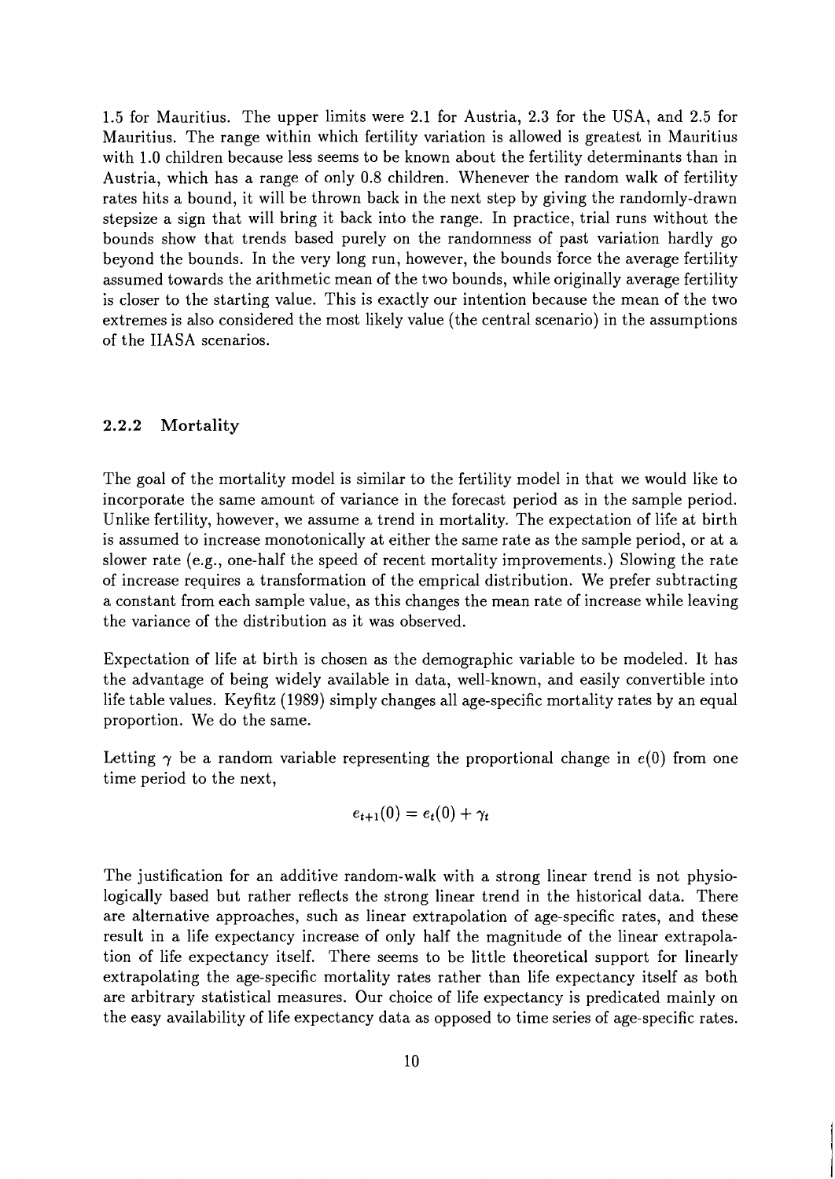1.5 for Mauritius. The upper limits were 2.1 for Austria, 2.3 for the USA, and 2.5 for Mauritius. The range within which fertility variation is allowed is greatest in Mauritius with 1.0 children because less seems to be known about the fertility determinants than in Austria, which has a range of only 0.8 children. Whenever the random walk of fertility rates hits a bound, it will be thrown back in the next step by giving the randomly-drawn stepsize a sign that will bring it back into the range. In practice, trial runs without the bounds show that trends based purely on the randomness of past variation hardly go beyond the bounds. In the very long run, however, the bounds force the average fertility assumed towards the arithmetic mean of the two bounds, while originally average fertility is closer to the starting value. This is exactly our intention because the mean of the two extremes is also considered the most likely value (the central scenario) in the assumptions of the IIASA scenarios.

### 2.2.2 Mortality

The goal of the mortality model is similar to the fertility model in that we would like to incorporate the same amount of variance in the forecast period as in the sample period. Unlike fertility, however, we assume a trend in mortality. The expectation of life at birth is assumed to increase monotonically at either the same rate as the sample period, or at a slower rate (e.g., one-half the speed of recent mortality improvements.) Slowing the rate of increase requires a transformation of the emprical distribution. We prefer subtracting a constant from each sample value, as this changes the mean rate of increase while leaving the variance of the distribution as it was observed.

Expectation of life at birth is chosen as the demographic variable to be modeled. It has the advantage of being widely available in data, well-known, and easily convertible into life table values. Keyfitz (1989) simply changes all age-specific mortality rates by an equal proportion. We do the same.

Letting $\gamma$ be a random variable representing the proportional change in $e(0)$ from one time period to the next,

$$e_{t+1}(0) = e_t(0) + \gamma_t$$

The justification for an additive random-walk with a strong linear trend is not physiologically based but rather reflects the strong linear trend in the historical data. There are alternative approaches, such as linear extrapolation of age-specific rates, and these result in a life expectancy increase of only half the magnitude of the linear extrapolation of life expectancy itself. There seems to be little theoretical support for linearly extrapolating the age-specific mortality rates rather than life expectancy itself as both are arbitrary statistical measures. Our choice of life expectancy is predicated mainly on the easy availability of life expectancy data as opposed to time series of age-specific rates.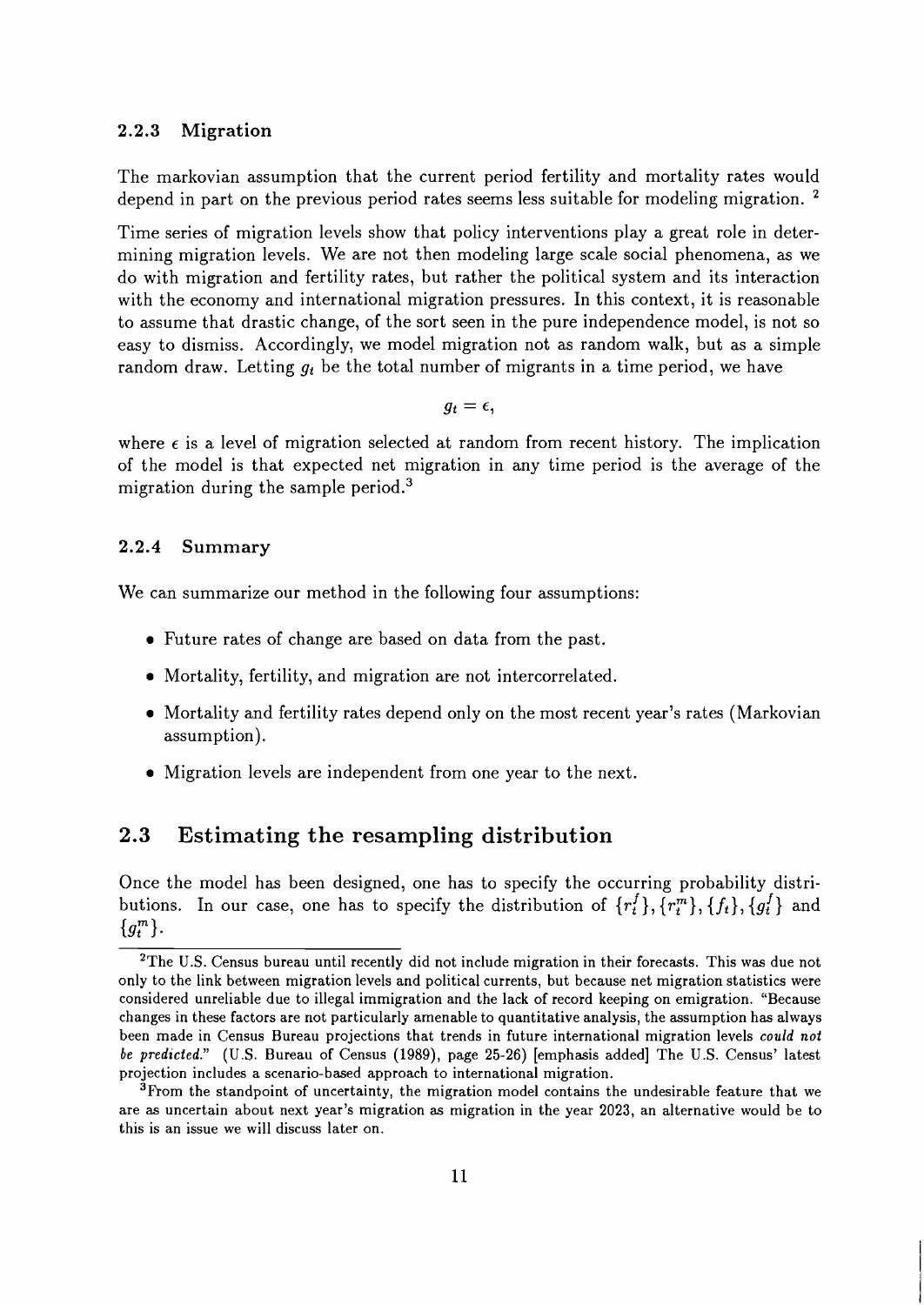### 2.2.3 Migration

The markovian assumption that the current period fertility and mortality rates would depend in part on the previous period rates seems less suitable for modeling migration. [2]

Time series of migration levels show that policy interventions play a great role in determining migration levels. We are not then modeling large scale social phenomena, as we do with migration and fertility rates, but rather the political system and its interaction with the economy and international migration pressures. In this context, it is reasonable to assume that drastic change, of the sort seen in the pure independence model, is not so easy to dismiss. Accordingly, we model migration not as random walk, but as a simple random draw. Letting $g_t$ be the total number of migrants in a time period, we have

$$g_t = \epsilon,$$

where $\epsilon$ is a level of migration selected at random from recent history. The implication of the model is that expected net migration in any time period is the average of the migration during the sample period.[3]

### 2.2.4 Summary

We can summarize our method in the following four assumptions:

- Future rates of change are based on data from the past.
- Mortality, fertility, and migration are not intercorrelated.
- Mortality and fertility rates depend only on the most recent year's rates (Markovian assumption).
- Migration levels are independent from one year to the next.

## 2.3 Estimating the resampling distribution

Once the model has been designed, one has to specify the occurring probability distributions. In our case, one has to specify the distribution of $\{r_t^f\}, \{r_t^m\}, \{f_t\}, \{g_t^f\}$ and $\{g_t^m\}$.

[2] The U.S. Census bureau until recently did not include migration in their forecasts. This was due not only to the link between migration levels and political currents, but because net migration statistics were considered unreliable due to illegal immigration and the lack of record keeping on emigration. "Because changes in these factors are not particularly amenable to quantitative analysis, the assumption has always been made in Census Bureau projections that trends in future international migration levels *could not be predicted.*" (U.S. Bureau of Census (1989), page 25-26) [emphasis added] The U.S. Census' latest projection includes a scenario-based approach to international migration.

[3] From the standpoint of uncertainty, the migration model contains the undesirable feature that we are as uncertain about next year's migration as migration in the year 2023, an alternative would be to this is an issue we will discuss later on.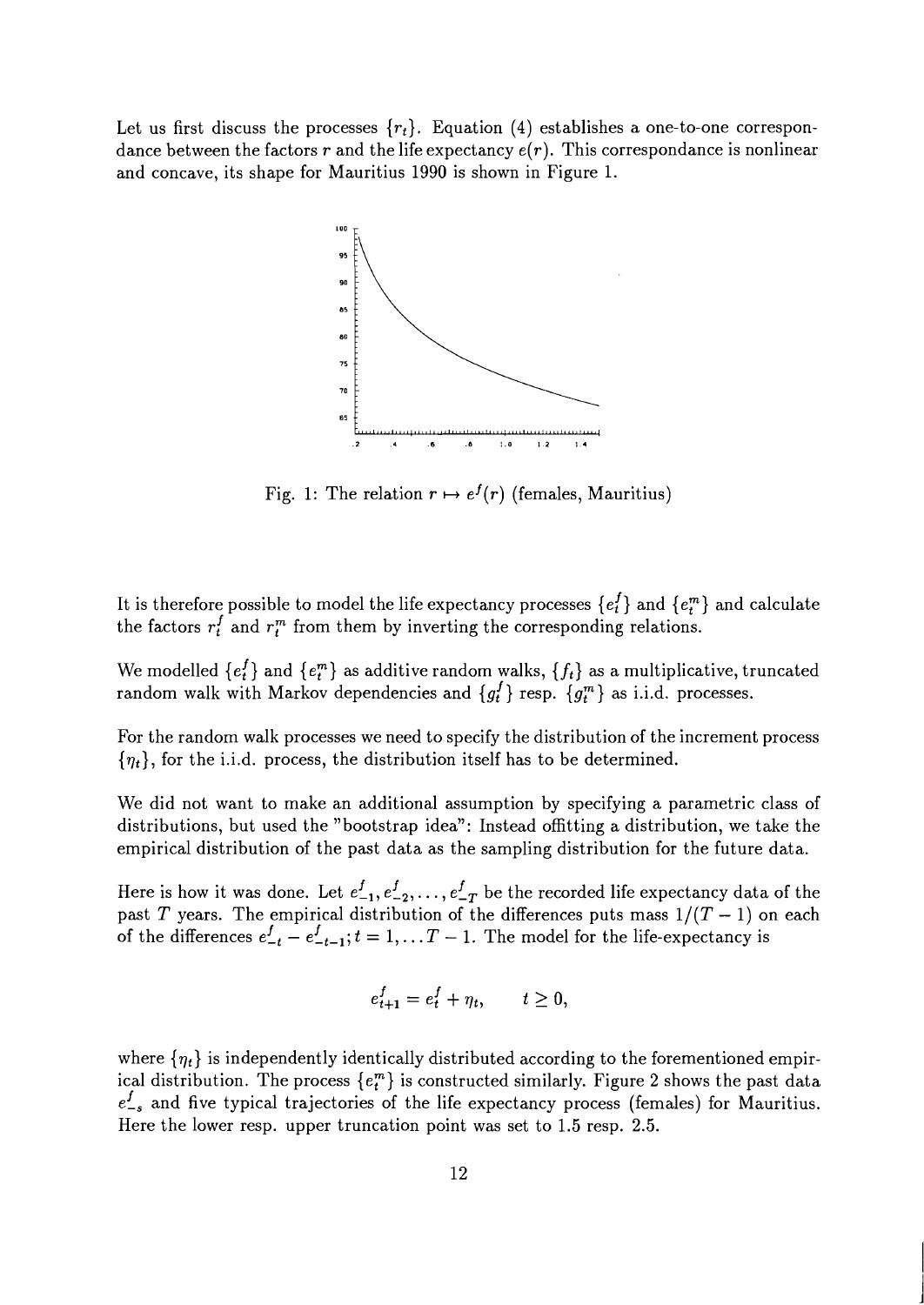Let us first discuss the processes $\{r_t\}$. Equation (4) establishes a one-to-one correspondance between the factors $r$ and the life expectancy $e(r)$. This correspondance is nonlinear and concave, its shape for Mauritius 1990 is shown in Figure 1.

Fig. 1: The relation $r \mapsto e^f(r)$ (females, Mauritius)

It is therefore possible to model the life expectancy processes $\{e_t^f\}$ and $\{e_t^m\}$ and calculate the factors $r_t^f$ and $r_t^m$ from them by inverting the corresponding relations.

We modelled $\{e_t^f\}$ and $\{e_t^m\}$ as additive random walks, $\{f_t\}$ as a multiplicative, truncated random walk with Markov dependencies and $\{g_t^f\}$ resp. $\{g_t^m\}$ as i.i.d. processes.

For the random walk processes we need to specify the distribution of the increment process $\{\eta_t\}$, for the i.i.d. process, the distribution itself has to be determined.

We did not want to make an additional assumption by specifying a parametric class of distributions, but used the "bootstrap idea": Instead offitting a distribution, we take the empirical distribution of the past data as the sampling distribution for the future data.

Here is how it was done. Let $e_{-1}^f, e_{-2}^f, \ldots, e_{-T}^f$ be the recorded life expectancy data of the past $T$ years. The empirical distribution of the differences puts mass $1/(T-1)$ on each of the differences $e_{-t}^f - e_{-t-1}^f; t = 1, \ldots T-1$. The model for the life-expectancy is

$$e_{t+1}^f = e_t^f + \eta_t, \qquad t \geq 0,$$

where $\{\eta_t\}$ is independently identically distributed according to the forementioned empirical distribution. The process $\{e_t^m\}$ is constructed similarly. Figure 2 shows the past data $e_{-s}^f$ and five typical trajectories of the life expectancy process (females) for Mauritius. Here the lower resp. upper truncation point was set to 1.5 resp. 2.5.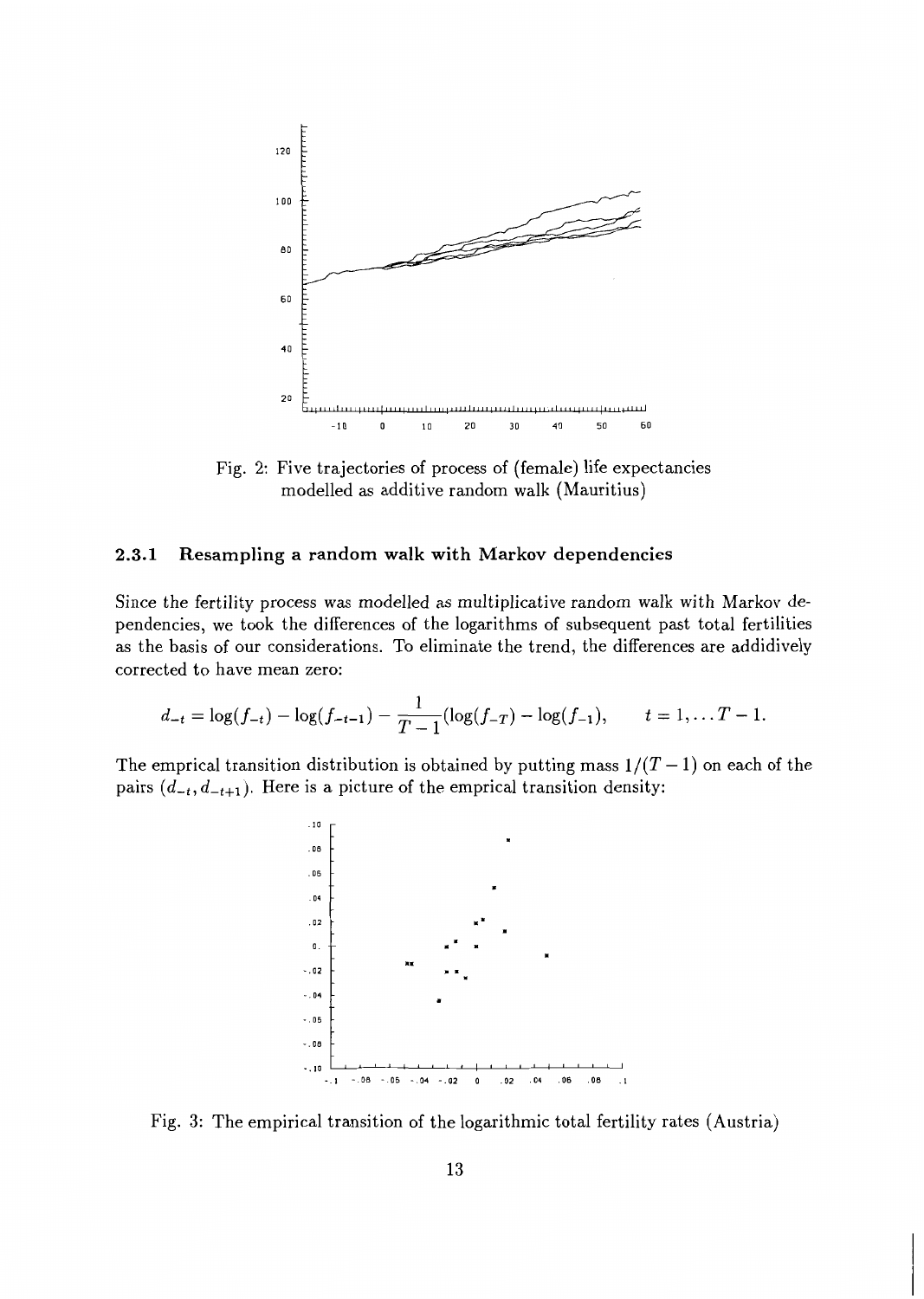Fig. 2: Five trajectories of process of (female) life expectancies modelled as additive random walk (Mauritius)

### 2.3.1 Resampling a random walk with Markov dependencies

Since the fertility process was modelled as multiplicative random walk with Markov dependencies, we took the differences of the logarithms of subsequent past total fertilities as the basis of our considerations. To eliminate the trend, the differences are addidively corrected to have mean zero:

$$d_{-t} = \log(f_{-t}) - \log(f_{-t-1}) - \frac{1}{T-1}(\log(f_{-T}) - \log(f_{-1}), \qquad t = 1, \ldots T-1.$$

The emprical transition distribution is obtained by putting mass $1/(T-1)$ on each of the pairs $(d_{-t}, d_{-t+1})$. Here is a picture of the emprical transition density:

Fig. 3: The empirical transition of the logarithmic total fertility rates (Austria)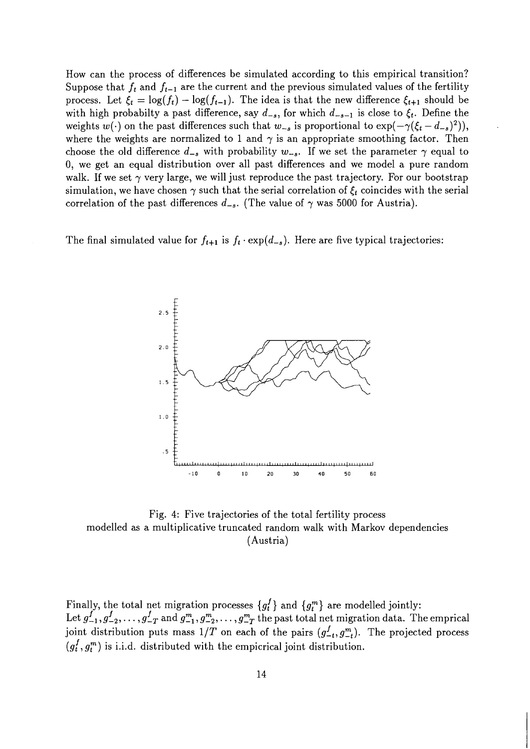How can the process of differences be simulated according to this empirical transition? Suppose that $f_t$ and $f_{t-1}$ are the current and the previous simulated values of the fertility process. Let $\xi_t = \log(f_t) - \log(f_{t-1})$. The idea is that the new difference $\xi_{t+1}$ should be with high probabilty a past difference, say $d_{-s}$, for which $d_{-s-1}$ is close to $\xi_t$. Define the weights $w(\cdot)$ on the past differences such that $w_{-s}$ is proportional to $\exp(-\gamma(\xi_t - d_{-s})^2))$, where the weights are normalized to 1 and $\gamma$ is an appropriate smoothing factor. Then choose the old difference $d_{-s}$ with probability $w_{-s}$. If we set the parameter $\gamma$ equal to 0, we get an equal distribution over all past differences and we model a pure random walk. If we set $\gamma$ very large, we will just reproduce the past trajectory. For our bootstrap simulation, we have chosen $\gamma$ such that the serial correlation of $\xi_t$ coincides with the serial correlation of the past differences $d_{-s}$. (The value of $\gamma$ was 5000 for Austria).

The final simulated value for $f_{t+1}$ is $f_t \cdot \exp(d_{-s})$. Here are five typical trajectories:

Fig. 4: Five trajectories of the total fertility process modelled as a multiplicative truncated random walk with Markov dependencies (Austria)

Finally, the total net migration processes $\{g_t^f\}$ and $\{g_t^m\}$ are modelled jointly: Let $g_{-1}^f, g_{-2}^f, \ldots, g_{-T}^f$ and $g_{-1}^m, g_{-2}^m, \ldots, g_{-T}^m$ the past total net migration data. The emprical joint distribution puts mass $1/T$ on each of the pairs $(g_{-t}^f, g_{-t}^m)$. The projected process $(g_t^f, g_t^m)$ is i.i.d. distributed with the empicrical joint distribution.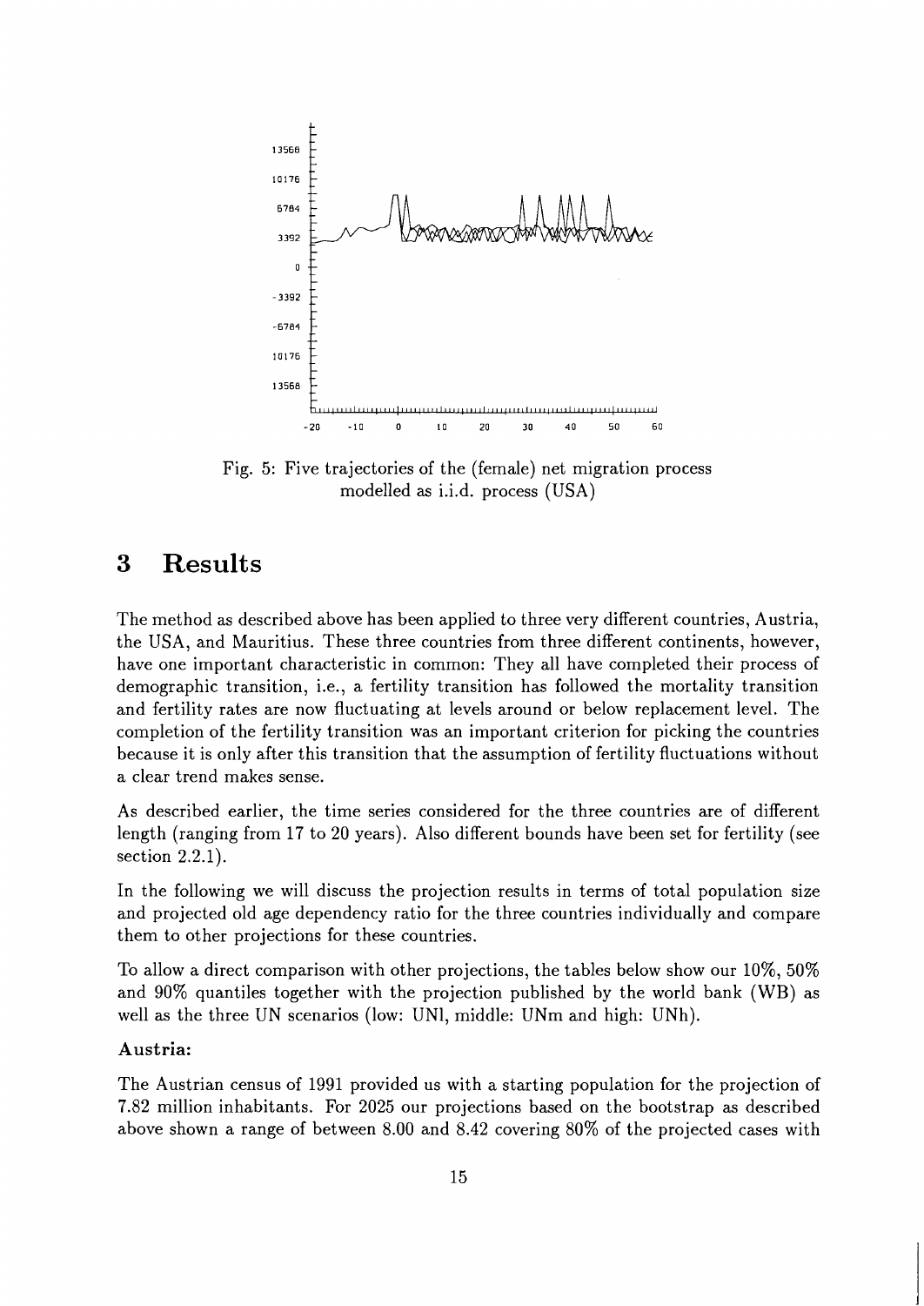Fig. 5: Five trajectories of the (female) net migration process modelled as i.i.d. process (USA)

# 3 Results

The method as described above has been applied to three very different countries, Austria, the USA, and Mauritius. These three countries from three different continents, however, have one important characteristic in common: They all have completed their process of demographic transition, i.e., a fertility transition has followed the mortality transition and fertility rates are now fluctuating at levels around or below replacement level. The completion of the fertility transition was an important criterion for picking the countries because it is only after this transition that the assumption of fertility fluctuations without a clear trend makes sense.

As described earlier, the time series considered for the three countries are of different length (ranging from 17 to 20 years). Also different bounds have been set for fertility (see section 2.2.1).

In the following we will discuss the projection results in terms of total population size and projected old age dependency ratio for the three countries individually and compare them to other projections for these countries.

To allow a direct comparison with other projections, the tables below show our 10%, 50% and 90% quantiles together with the projection published by the world bank (WB) as well as the three UN scenarios (low: UNl, middle: UNm and high: UNh).

**Austria:**

The Austrian census of 1991 provided us with a starting population for the projection of 7.82 million inhabitants. For 2025 our projections based on the bootstrap as described above shown a range of between 8.00 and 8.42 covering 80% of the projected cases with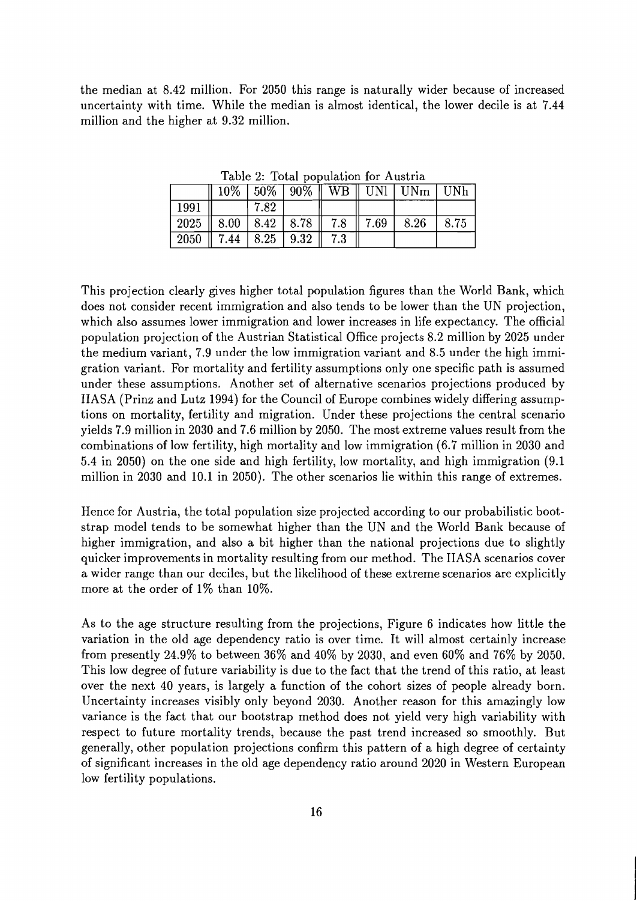the median at 8.42 million. For 2050 this range is naturally wider because of increased uncertainty with time. While the median is almost identical, the lower decile is at 7.44 million and the higher at 9.32 million.

Table 2: Total population for Austria

| | 10% | 50% | 90% | WB | UNl | UNm | UNh |
|---|---|---|---|---|---|---|---|
| 1991 | | 7.82 | | | | | |
| 2025 | 8.00 | 8.42 | 8.78 | 7.8 | 7.69 | 8.26 | 8.75 |
| 2050 | 7.44 | 8.25 | 9.32 | 7.3 | | | |

This projection clearly gives higher total population figures than the World Bank, which does not consider recent immigration and also tends to be lower than the UN projection, which also assumes lower immigration and lower increases in life expectancy. The official population projection of the Austrian Statistical Office projects 8.2 million by 2025 under the medium variant, 7.9 under the low immigration variant and 8.5 under the high immigration variant. For mortality and fertility assumptions only one specific path is assumed under these assumptions. Another set of alternative scenarios projections produced by IIASA (Prinz and Lutz 1994) for the Council of Europe combines widely differing assumptions on mortality, fertility and migration. Under these projections the central scenario yields 7.9 million in 2030 and 7.6 million by 2050. The most extreme values result from the combinations of low fertility, high mortality and low immigration (6.7 million in 2030 and 5.4 in 2050) on the one side and high fertility, low mortality, and high immigration (9.1 million in 2030 and 10.1 in 2050). The other scenarios lie within this range of extremes.

Hence for Austria, the total population size projected according to our probabilistic bootstrap model tends to be somewhat higher than the UN and the World Bank because of higher immigration, and also a bit higher than the national projections due to slightly quicker improvements in mortality resulting from our method. The IIASA scenarios cover a wider range than our deciles, but the likelihood of these extreme scenarios are explicitly more at the order of 1% than 10%.

As to the age structure resulting from the projections, Figure 6 indicates how little the variation in the old age dependency ratio is over time. It will almost certainly increase from presently 24.9% to between 36% and 40% by 2030, and even 60% and 76% by 2050. This low degree of future variability is due to the fact that the trend of this ratio, at least over the next 40 years, is largely a function of the cohort sizes of people already born. Uncertainty increases visibly only beyond 2030. Another reason for this amazingly low variance is the fact that our bootstrap method does not yield very high variability with respect to future mortality trends, because the past trend increased so smoothly. But generally, other population projections confirm this pattern of a high degree of certainty of significant increases in the old age dependency ratio around 2020 in Western European low fertility populations.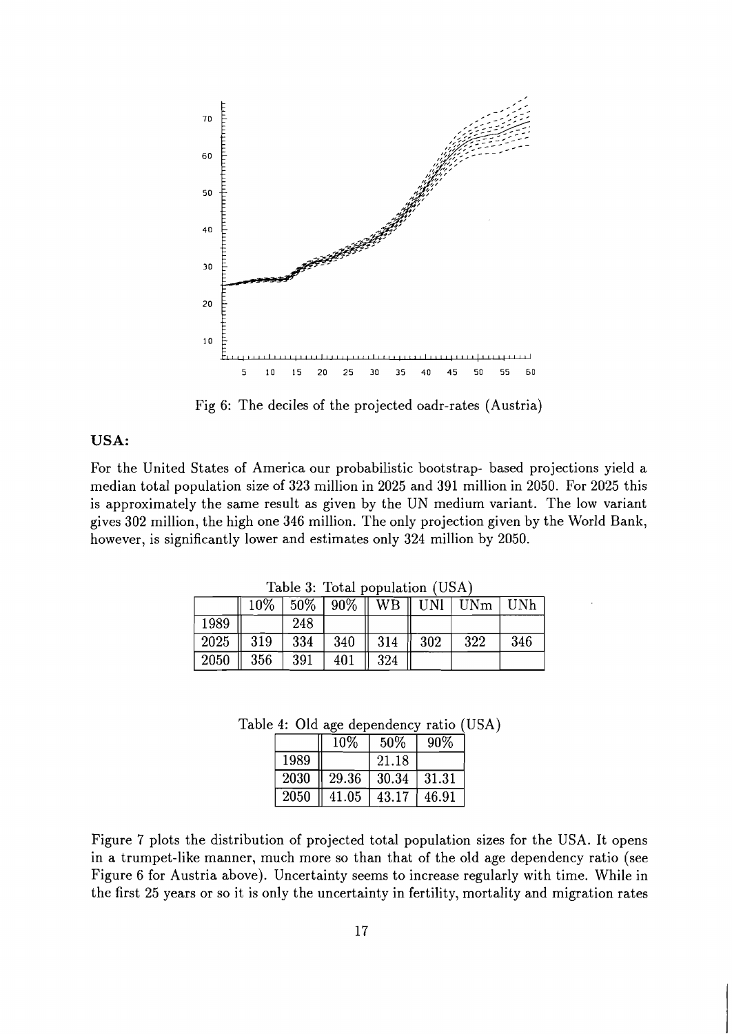Fig 6: The deciles of the projected oadr-rates (Austria)

**USA:**

For the United States of America our probabilistic bootstrap- based projections yield a median total population size of 323 million in 2025 and 391 million in 2050. For 2025 this is approximately the same result as given by the UN medium variant. The low variant gives 302 million, the high one 346 million. The only projection given by the World Bank, however, is significantly lower and estimates only 324 million by 2050.

Table 3: Total population (USA)

| | 10% | 50% | 90% | WB | UNl | UNm | UNh |
|---|---|---|---|---|---|---|---|
| 1989 | | 248 | | | | | |
| 2025 | 319 | 334 | 340 | 314 | 302 | 322 | 346 |
| 2050 | 356 | 391 | 401 | 324 | | | |

Table 4: Old age dependency ratio (USA)

| | 10% | 50% | 90% |
|---|---|---|---|
| 1989 | | 21.18 | |
| 2030 | 29.36 | 30.34 | 31.31 |
| 2050 | 41.05 | 43.17 | 46.91 |

Figure 7 plots the distribution of projected total population sizes for the USA. It opens in a trumpet-like manner, much more so than that of the old age dependency ratio (see Figure 6 for Austria above). Uncertainty seems to increase regularly with time. While in the first 25 years or so it is only the uncertainty in fertility, mortality and migration rates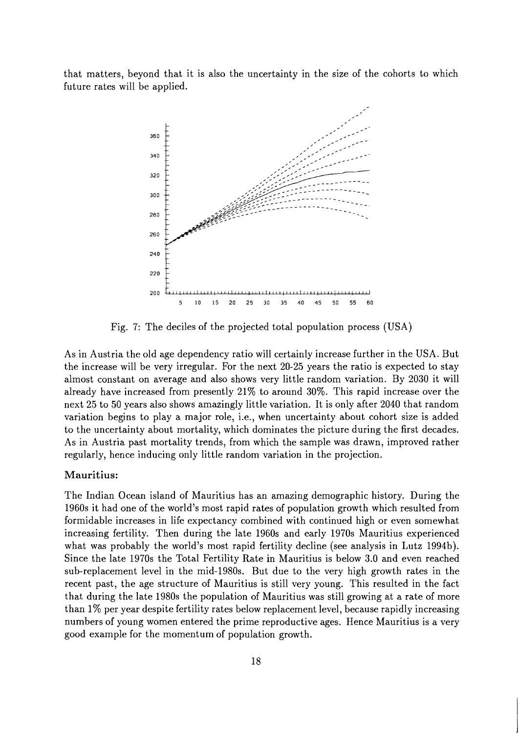that matters, beyond that it is also the uncertainty in the size of the cohorts to which future rates will be applied.

Fig. 7: The deciles of the projected total population process (USA)

As in Austria the old age dependency ratio will certainly increase further in the USA. But the increase will be very irregular. For the next 20-25 years the ratio is expected to stay almost constant on average and also shows very little random variation. By 2030 it will already have increased from presently 21% to around 30%. This rapid increase over the next 25 to 50 years also shows amazingly little variation. It is only after 2040 that random variation begins to play a major role, i.e., when uncertainty about cohort size is added to the uncertainty about mortality, which dominates the picture during the first decades. As in Austria past mortality trends, from which the sample was drawn, improved rather regularly, hence inducing only little random variation in the projection.

### Mauritius:

The Indian Ocean island of Mauritius has an amazing demographic history. During the 1960s it had one of the world's most rapid rates of population growth which resulted from formidable increases in life expectancy combined with continued high or even somewhat increasing fertility. Then during the late 1960s and early 1970s Mauritius experienced what was probably the world's most rapid fertility decline (see analysis in Lutz 1994b). Since the late 1970s the Total Fertility Rate in Mauritius is below 3.0 and even reached sub-replacement level in the mid-1980s. But due to the very high growth rates in the recent past, the age structure of Mauritius is still very young. This resulted in the fact that during the late 1980s the population of Mauritius was still growing at a rate of more than 1% per year despite fertility rates below replacement level, because rapidly increasing numbers of young women entered the prime reproductive ages. Hence Mauritius is a very good example for the momentum of population growth.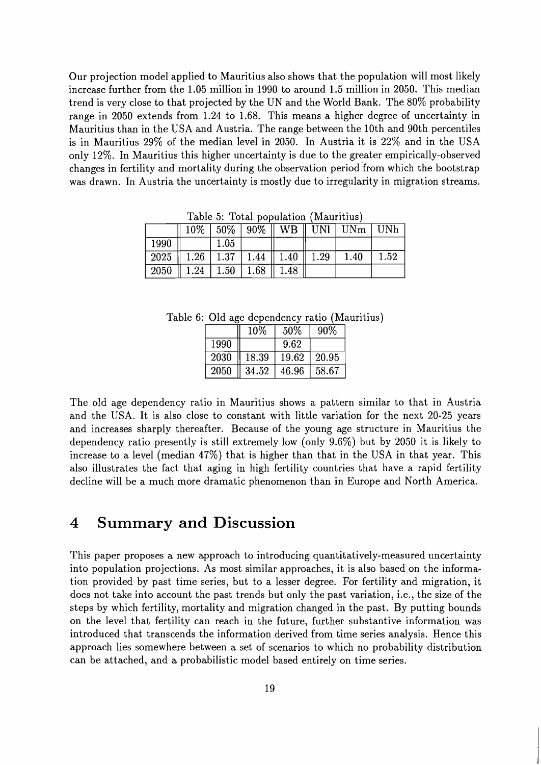Our projection model applied to Mauritius also shows that the population will most likely increase further from the 1.05 million in 1990 to around 1.5 million in 2050. This median trend is very close to that projected by the UN and the World Bank. The 80% probability range in 2050 extends from 1.24 to 1.68. This means a higher degree of uncertainty in Mauritius than in the USA and Austria. The range between the 10th and 90th percentiles is in Mauritius 29% of the median level in 2050. In Austria it is 22% and in the USA only 12%. In Mauritius this higher uncertainty is due to the greater empirically-observed changes in fertility and mortality during the observation period from which the bootstrap was drawn. In Austria the uncertainty is mostly due to irregularity in migration streams.

Table 5: Total population (Mauritius)

| | 10% | 50% | 90% | WB | UNl | UNm | UNh |
|---|---|---|---|---|---|---|---|
| 1990 | | 1.05 | | | | | |
| 2025 | 1.26 | 1.37 | 1.44 | 1.40 | 1.29 | 1.40 | 1.52 |
| 2050 | 1.24 | 1.50 | 1.68 | 1.48 | | | |

Table 6: Old age dependency ratio (Mauritius)

| | 10% | 50% | 90% |
|---|---|---|---|
| 1990 | | 9.62 | |
| 2030 | 18.39 | 19.62 | 20.95 |
| 2050 | 34.52 | 46.96 | 58.67 |

The old age dependency ratio in Mauritius shows a pattern similar to that in Austria and the USA. It is also close to constant with little variation for the next 20-25 years and increases sharply thereafter. Because of the young age structure in Mauritius the dependency ratio presently is still extremely low (only 9.6%) but by 2050 it is likely to increase to a level (median 47%) that is higher than that in the USA in that year. This also illustrates the fact that aging in high fertility countries that have a rapid fertility decline will be a much more dramatic phenomenon than in Europe and North America.

# 4 Summary and Discussion

This paper proposes a new approach to introducing quantitatively-measured uncertainty into population projections. As most similar approaches, it is also based on the information provided by past time series, but to a lesser degree. For fertility and migration, it does not take into account the past trends but only the past variation, i.e., the size of the steps by which fertility, mortality and migration changed in the past. By putting bounds on the level that fertility can reach in the future, further substantive information was introduced that transcends the information derived from time series analysis. Hence this approach lies somewhere between a set of scenarios to which no probability distribution can be attached, and a probabilistic model based entirely on time series.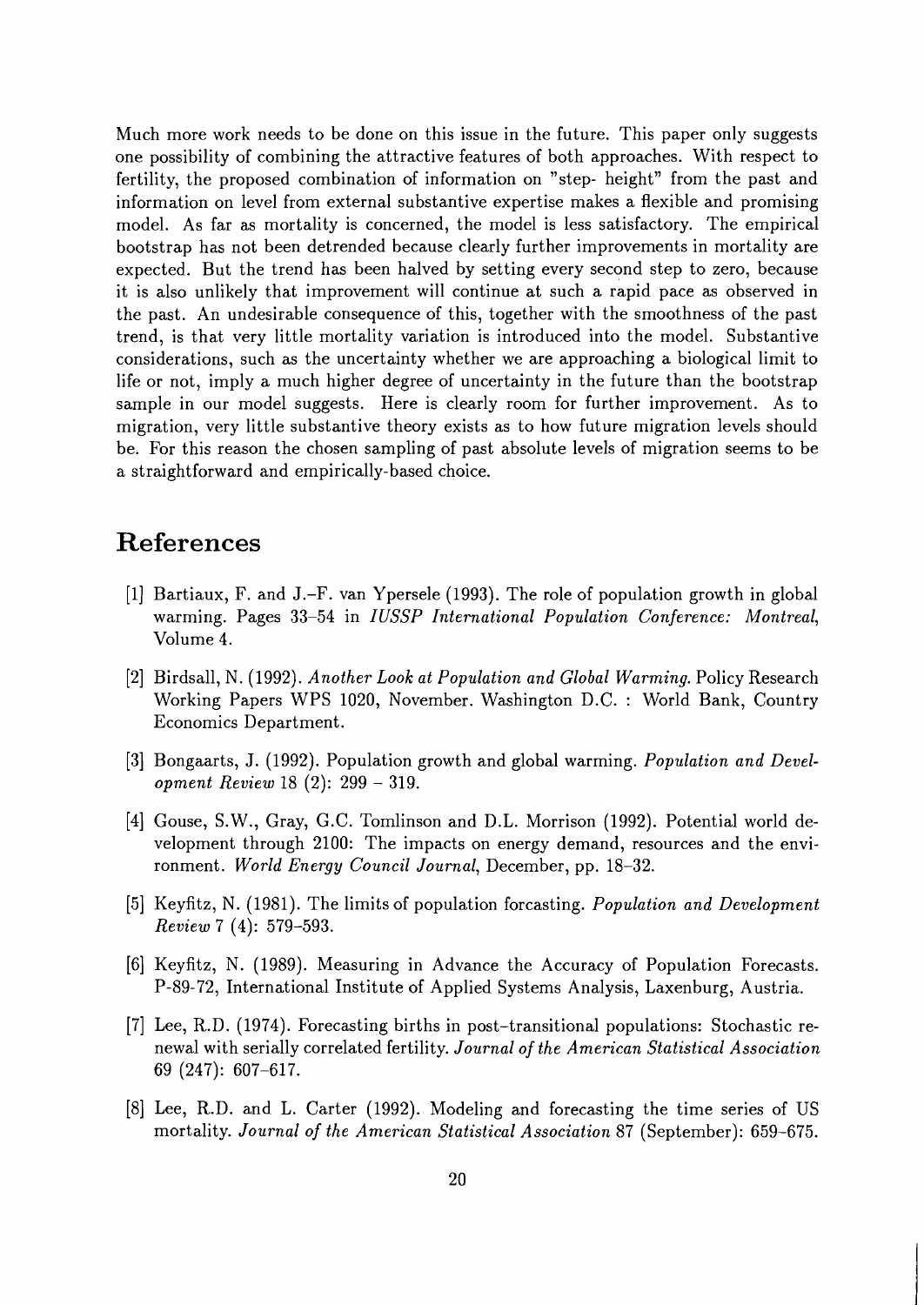Much more work needs to be done on this issue in the future. This paper only suggests one possibility of combining the attractive features of both approaches. With respect to fertility, the proposed combination of information on "step- height" from the past and information on level from external substantive expertise makes a flexible and promising model. As far as mortality is concerned, the model is less satisfactory. The empirical bootstrap has not been detrended because clearly further improvements in mortality are expected. But the trend has been halved by setting every second step to zero, because it is also unlikely that improvement will continue at such a rapid pace as observed in the past. An undesirable consequence of this, together with the smoothness of the past trend, is that very little mortality variation is introduced into the model. Substantive considerations, such as the uncertainty whether we are approaching a biological limit to life or not, imply a much higher degree of uncertainty in the future than the bootstrap sample in our model suggests. Here is clearly room for further improvement. As to migration, very little substantive theory exists as to how future migration levels should be. For this reason the chosen sampling of past absolute levels of migration seems to be a straightforward and empirically-based choice.

# References

[1] Bartiaux, F. and J.-F. van Ypersele (1993). The role of population growth in global warming. Pages 33–54 in *IUSSP International Population Conference: Montreal*, Volume 4.

[2] Birdsall, N. (1992). *Another Look at Population and Global Warming.* Policy Research Working Papers WPS 1020, November. Washington D.C. : World Bank, Country Economics Department.

[3] Bongaarts, J. (1992). Population growth and global warming. *Population and Development Review* 18 (2): 299 – 319.

[4] Gouse, S.W., Gray, G.C. Tomlinson and D.L. Morrison (1992). Potential world development through 2100: The impacts on energy demand, resources and the environment. *World Energy Council Journal*, December, pp. 18–32.

[5] Keyfitz, N. (1981). The limits of population forcasting. *Population and Development Review* 7 (4): 579–593.

[6] Keyfitz, N. (1989). Measuring in Advance the Accuracy of Population Forecasts. P-89-72, International Institute of Applied Systems Analysis, Laxenburg, Austria.

[7] Lee, R.D. (1974). Forecasting births in post-transitional populations: Stochastic renewal with serially correlated fertility. *Journal of the American Statistical Association* 69 (247): 607–617.

[8] Lee, R.D. and L. Carter (1992). Modeling and forecasting the time series of US mortality. *Journal of the American Statistical Association* 87 (September): 659–675.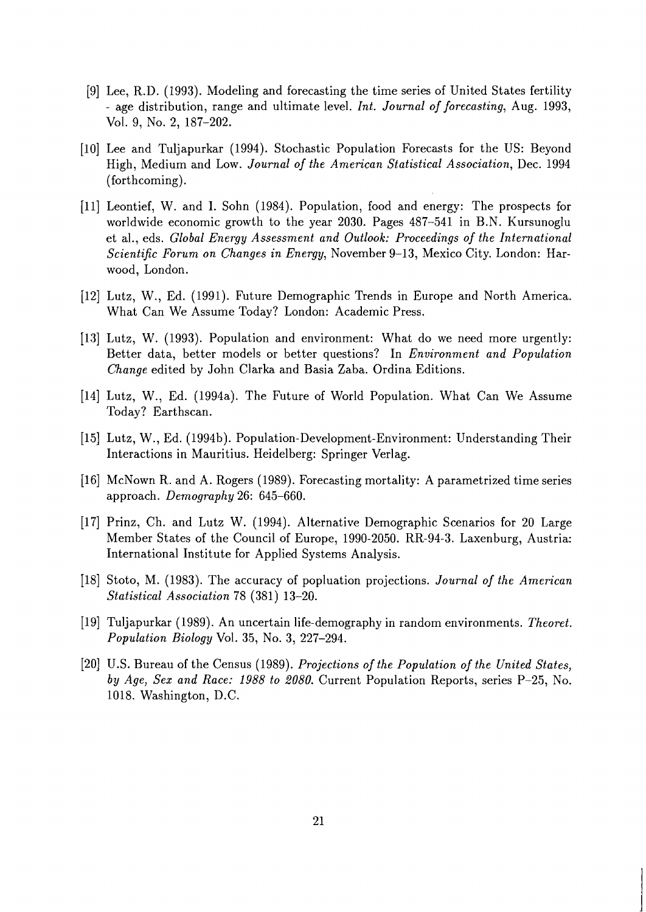[9] Lee, R.D. (1993). Modeling and forecasting the time series of United States fertility - age distribution, range and ultimate level. *Int. Journal of forecasting*, Aug. 1993, Vol. 9, No. 2, 187–202.

[10] Lee and Tuljapurkar (1994). Stochastic Population Forecasts for the US: Beyond High, Medium and Low. *Journal of the American Statistical Association*, Dec. 1994 (forthcoming).

[11] Leontief, W. and I. Sohn (1984). Population, food and energy: The prospects for worldwide economic growth to the year 2030. Pages 487–541 in B.N. Kursunoglu et al., eds. *Global Energy Assessment and Outlook: Proceedings of the International Scientific Forum on Changes in Energy*, November 9–13, Mexico City. London: Harwood, London.

[12] Lutz, W., Ed. (1991). Future Demographic Trends in Europe and North America. What Can We Assume Today? London: Academic Press.

[13] Lutz, W. (1993). Population and environment: What do we need more urgently: Better data, better models or better questions? In *Environment and Population Change* edited by John Clarka and Basia Zaba. Ordina Editions.

[14] Lutz, W., Ed. (1994a). The Future of World Population. What Can We Assume Today? Earthscan.

[15] Lutz, W., Ed. (1994b). Population-Development-Environment: Understanding Their Interactions in Mauritius. Heidelberg: Springer Verlag.

[16] McNown R. and A. Rogers (1989). Forecasting mortality: A parametrized time series approach. *Demography* 26: 645–660.

[17] Prinz, Ch. and Lutz W. (1994). Alternative Demographic Scenarios for 20 Large Member States of the Council of Europe, 1990-2050. RR-94-3. Laxenburg, Austria: International Institute for Applied Systems Analysis.

[18] Stoto, M. (1983). The accuracy of popluation projections. *Journal of the American Statistical Association* 78 (381) 13–20.

[19] Tuljapurkar (1989). An uncertain life-demography in random environments. *Theoret. Population Biology* Vol. 35, No. 3, 227–294.

[20] U.S. Bureau of the Census (1989). *Projections of the Population of the United States, by Age, Sex and Race: 1988 to 2080.* Current Population Reports, series P–25, No. 1018. Washington, D.C.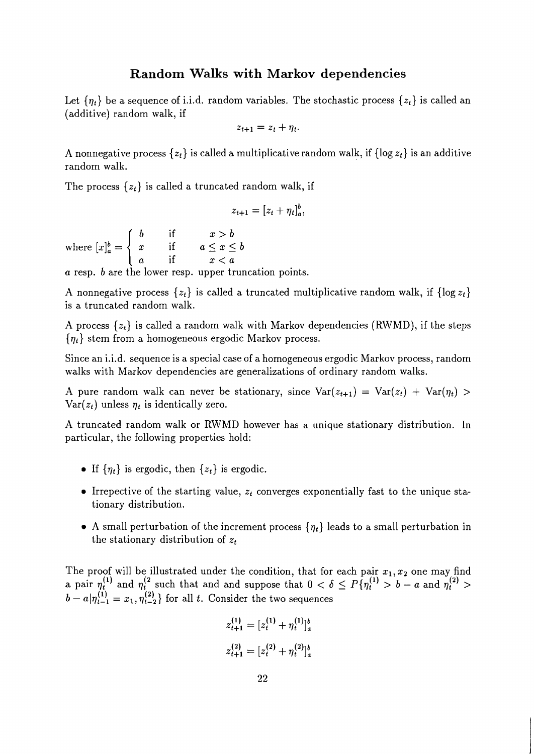## Random Walks with Markov dependencies

Let $\{\eta_t\}$ be a sequence of i.i.d. random variables. The stochastic process $\{z_t\}$ is called an (additive) random walk, if

$$z_{t+1} = z_t + \eta_t.$$

A nonnegative process $\{z_t\}$ is called a multiplicative random walk, if $\{\log z_t\}$ is an additive random walk.

The process $\{z_t\}$ is called a truncated random walk, if

$$z_{t+1} = [z_t + \eta_t]_a^b,$$

where $[x]_a^b = \begin{cases} b & \text{if} \quad x > b \\ x & \text{if} \quad a \le x \le b \\ a & \text{if} \quad x < a \end{cases}$

$a$ resp. $b$ are the lower resp. upper truncation points.

A nonnegative process $\{z_t\}$ is called a truncated multiplicative random walk, if $\{\log z_t\}$ is a truncated random walk.

A process $\{z_t\}$ is called a random walk with Markov dependencies (RWMD), if the steps $\{\eta_t\}$ stem from a homogeneous ergodic Markov process.

Since an i.i.d. sequence is a special case of a homogeneous ergodic Markov process, random walks with Markov dependencies are generalizations of ordinary random walks.

A pure random walk can never be stationary, since $\mathrm{Var}(z_{t+1}) = \mathrm{Var}(z_t) + \mathrm{Var}(\eta_t) > \mathrm{Var}(z_t)$ unless $\eta_t$ is identically zero.

A truncated random walk or RWMD however has a unique stationary distribution. In particular, the following properties hold:

- If $\{\eta_t\}$ is ergodic, then $\{z_t\}$ is ergodic.
- Irrepective of the starting value, $z_t$ converges exponentially fast to the unique stationary distribution.
- A small perturbation of the increment process $\{\eta_t\}$ leads to a small perturbation in the stationary distribution of $z_t$

The proof will be illustrated under the condition, that for each pair $x_1, x_2$ one may find a pair $\eta_t^{(1)}$ and $\eta_t^{(2}$ such that and and suppose that $0 < \delta \le P\{\eta_t^{(1)} > b - a$ and $\eta_t^{(2)} > b - a | \eta_{t-1}^{(1)} = x_1, \eta_{t-2}^{(2)}\}$ for all $t$. Consider the two sequences

$$z_{t+1}^{(1)} = [z_t^{(1)} + \eta_t^{(1)}]_a^b$$

$$z_{t+1}^{(2)} = [z_t^{(2)} + \eta_t^{(2)}]_a^b$$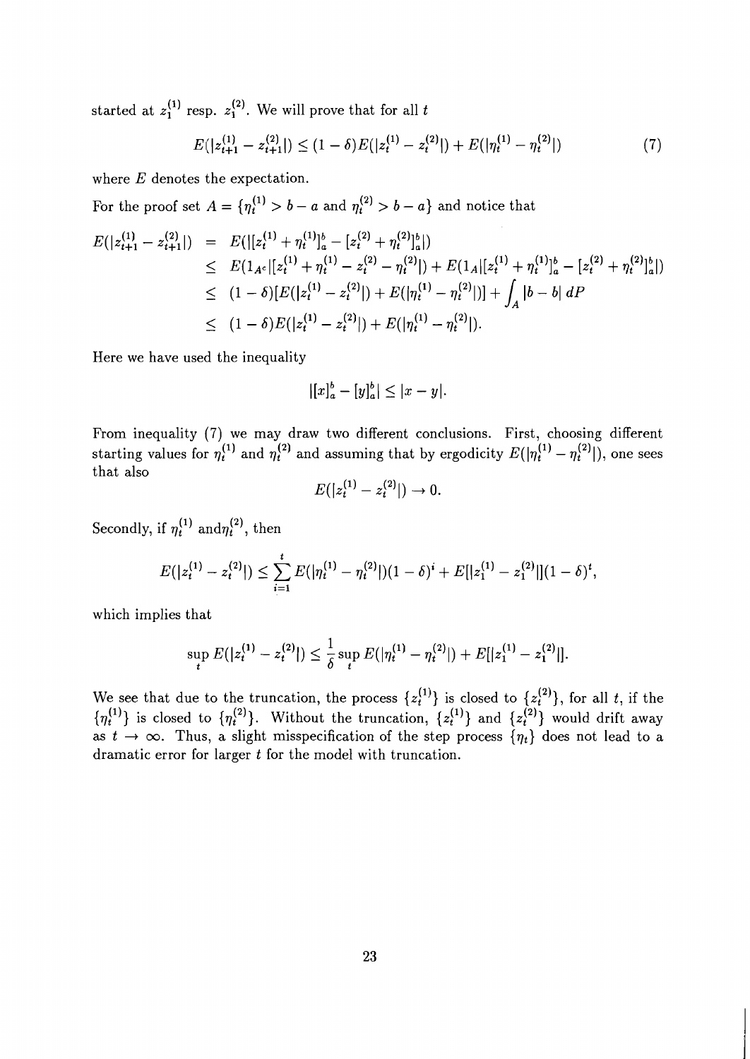started at $z_1^{(1)}$ resp. $z_1^{(2)}$. We will prove that for all $t$

$$E(|z_{t+1}^{(1)} - z_{t+1}^{(2)}|) \leq (1-\delta)E(|z_t^{(1)} - z_t^{(2)}|) + E(|\eta_t^{(1)} - \eta_t^{(2)}|) \tag{7}$$

where $E$ denotes the expectation.

For the proof set $A = \{\eta_t^{(1)} > b - a \text{ and } \eta_t^{(2)} > b - a\}$ and notice that

$$\begin{aligned}
E(|z_{t+1}^{(1)} - z_{t+1}^{(2)}|) &= E(|[z_t^{(1)} + \eta_t^{(1)}]_a^b - [z_t^{(2)} + \eta_t^{(2)}]_a^b|) \\
&\leq E(1_{A^c}|[z_t^{(1)} + \eta_t^{(1)} - z_t^{(2)} - \eta_t^{(2)}|) + E(1_A|[z_t^{(1)} + \eta_t^{(1)}]_a^b - [z_t^{(2)} + \eta_t^{(2)}]_a^b|) \\
&\leq (1-\delta)[E(|z_t^{(1)} - z_t^{(2)}|) + E(|\eta_t^{(1)} - \eta_t^{(2)}|)] + \int_A |b - b| \, dP \\
&\leq (1-\delta)E(|z_t^{(1)} - z_t^{(2)}|) + E(|\eta_t^{(1)} - \eta_t^{(2)}|).
\end{aligned}$$

Here we have used the inequality

$$|[x]_a^b - [y]_a^b| \leq |x - y|.$$

From inequality (7) we may draw two different conclusions. First, choosing different starting values for $\eta_t^{(1)}$ and $\eta_t^{(2)}$ and assuming that by ergodicity $E(|\eta_t^{(1)} - \eta_t^{(2)}|)$, one sees that also

$$E(|z_t^{(1)} - z_t^{(2)}|) \to 0.$$

Secondly, if $\eta_t^{(1)}$ and$\eta_t^{(2)}$, then

$$E(|z_t^{(1)} - z_t^{(2)}|) \leq \sum_{i=1}^{t} E(|\eta_t^{(1)} - \eta_t^{(2)}|)(1-\delta)^i + E[|z_1^{(1)} - z_1^{(2)}|](1-\delta)^t,$$

which implies that

$$\sup_t E(|z_t^{(1)} - z_t^{(2)}|) \leq \frac{1}{\delta} \sup_t E(|\eta_t^{(1)} - \eta_t^{(2)}|) + E[|z_1^{(1)} - z_1^{(2)}|].$$

We see that due to the truncation, the process $\{z_t^{(1)}\}$ is closed to $\{z_t^{(2)}\}$, for all $t$, if the $\{\eta_t^{(1)}\}$ is closed to $\{\eta_t^{(2)}\}$. Without the truncation, $\{z_t^{(1)}\}$ and $\{z_t^{(2)}\}$ would drift away as $t \to \infty$. Thus, a slight misspecification of the step process $\{\eta_t\}$ does not lead to a dramatic error for larger $t$ for the model with truncation.